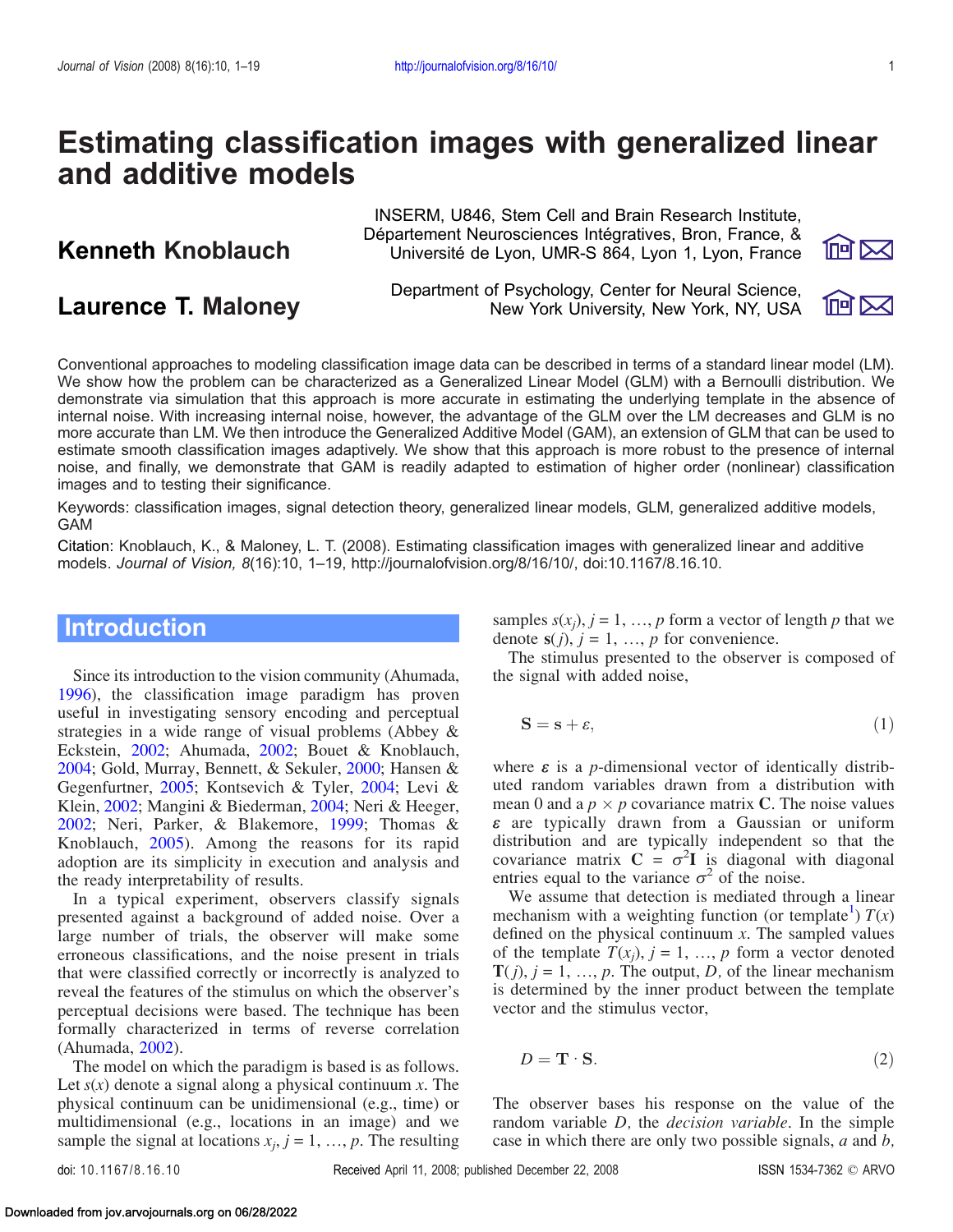# Estimating classification images with generalized linear and additive models

**Kenneth Knoblauch** — INSERM, U846, Stem Cell and Brain Research Institute, Département Neurosciences Intégratives, Bron, France, & Université de Lyon, UMR-S 864, Lyon 1, Lyon, France

**Laurence T. Maloney** — Department of Psychology, Center for Neural Science, New York University, New York, NY, USA

Conventional approaches to modeling classification image data can be described in terms of a standard linear model (LM). We show how the problem can be characterized as a Generalized Linear Model (GLM) with a Bernoulli distribution. We demonstrate via simulation that this approach is more accurate in estimating the underlying template in the absence of internal noise. With increasing internal noise, however, the advantage of the GLM over the LM decreases and GLM is no more accurate than LM. We then introduce the Generalized Additive Model (GAM), an extension of GLM that can be used to estimate smooth classification images adaptively. We show that this approach is more robust to the presence of internal noise, and finally, we demonstrate that GAM is readily adapted to estimation of higher order (nonlinear) classification images and to testing their significance.

Keywords: classification images, signal detection theory, generalized linear models, GLM, generalized additive models, GAM

Citation: Knoblauch, K., & Maloney, L. T. (2008). Estimating classification images with generalized linear and additive models. *Journal of Vision, 8*(16):10, 1–19, http://journalofvision.org/8/16/10/, doi:10.1167/8.16.10.

## Introduction

Since its introduction to the vision community (Ahumada, 1996), the classification image paradigm has proven useful in investigating sensory encoding and perceptual strategies in a wide range of visual problems (Abbey & Eckstein, 2002; Ahumada, 2002; Bouet & Knoblauch, 2004; Gold, Murray, Bennett, & Sekuler, 2000; Hansen & Gegenfurtner, 2005; Kontsevich & Tyler, 2004; Levi & Klein, 2002; Mangini & Biederman, 2004; Neri & Heeger, 2002; Neri, Parker, & Blakemore, 1999; Thomas & Knoblauch, 2005). Among the reasons for its rapid adoption are its simplicity in execution and analysis and the ready interpretability of results.

In a typical experiment, observers classify signals presented against a background of added noise. Over a large number of trials, the observer will make some erroneous classifications, and the noise present in trials that were classified correctly or incorrectly is analyzed to reveal the features of the stimulus on which the observer's perceptual decisions were based. The technique has been formally characterized in terms of reverse correlation (Ahumada, 2002).

The model on which the paradigm is based is as follows. Let $s(x)$ denote a signal along a physical continuum $x$. The physical continuum can be unidimensional (e.g., time) or multidimensional (e.g., locations in an image) and we sample the signal at locations $x_j$, $j = 1, \ldots, p$. The resulting samples $s(x_j)$, $j = 1, \ldots, p$ form a vector of length $p$ that we denote $\mathbf{s}(j)$, $j = 1, \ldots, p$ for convenience.

The stimulus presented to the observer is composed of the signal with added noise,

$$\mathbf{S} = \mathbf{s} + \varepsilon, \tag{1}$$

where $\varepsilon$ is a $p$-dimensional vector of identically distributed random variables drawn from a distribution with mean 0 and a $p \times p$ covariance matrix $\mathbf{C}$. The noise values $\varepsilon$ are typically drawn from a Gaussian or uniform distribution and are typically independent so that the covariance matrix $\mathbf{C} = \sigma^2\mathbf{I}$ is diagonal with diagonal entries equal to the variance $\sigma^2$ of the noise.

We assume that detection is mediated through a linear mechanism with a weighting function (or template[1]) $T(x)$ defined on the physical continuum $x$. The sampled values of the template $T(x_j)$, $j = 1, \ldots, p$ form a vector denoted $\mathbf{T}(j)$, $j = 1, \ldots, p$. The output, $D$, of the linear mechanism is determined by the inner product between the template vector and the stimulus vector,

$$D = \mathbf{T} \cdot \mathbf{S}. \tag{2}$$

The observer bases his response on the value of the random variable $D$, the *decision variable*. In the simple case in which there are only two possible signals, $a$ and $b$,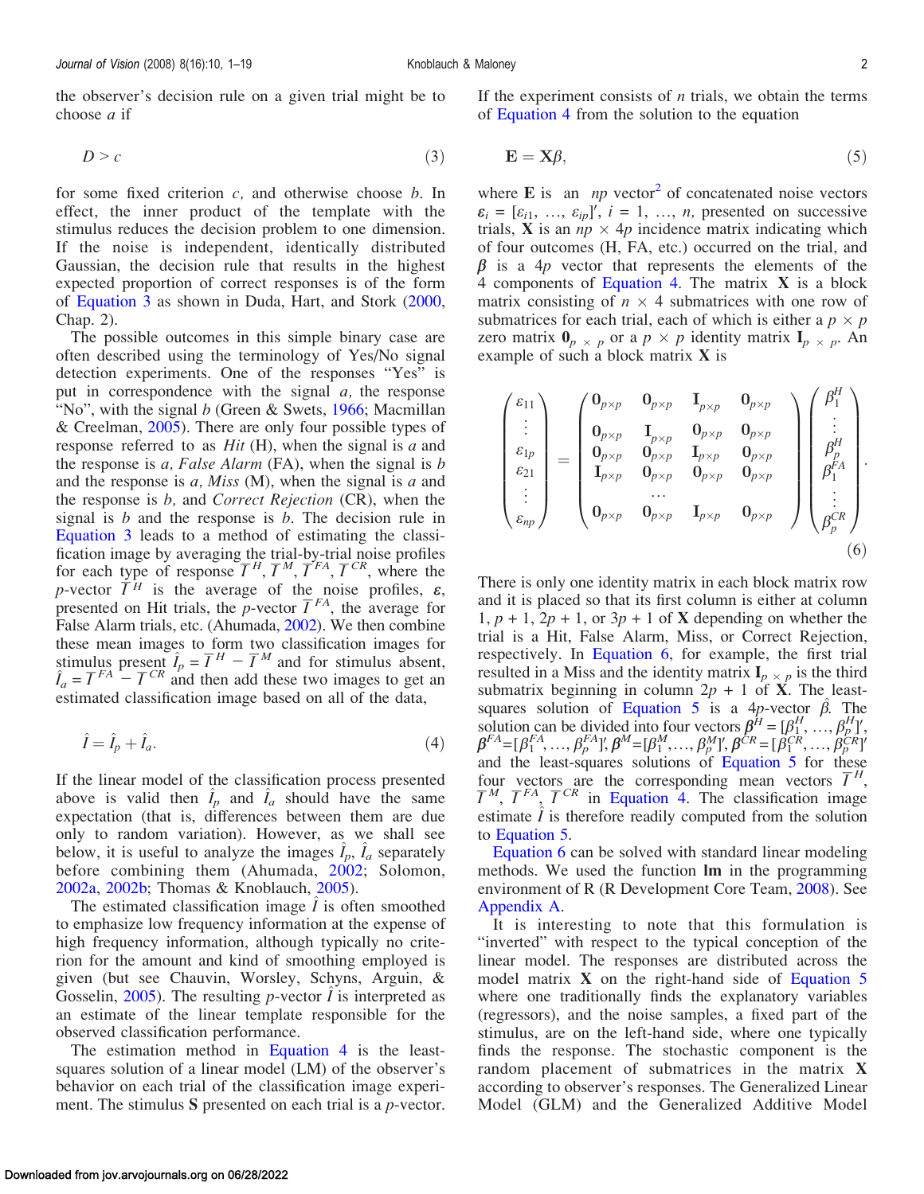the observer's decision rule on a given trial might be to choose $a$ if

$$D > c \tag{3}$$

for some fixed criterion $c$, and otherwise choose $b$. In effect, the inner product of the template with the stimulus reduces the decision problem to one dimension. If the noise is independent, identically distributed Gaussian, the decision rule that results in the highest expected proportion of correct responses is of the form of Equation 3 as shown in Duda, Hart, and Stork (2000, Chap. 2).

The possible outcomes in this simple binary case are often described using the terminology of Yes/No signal detection experiments. One of the responses "Yes" is put in correspondence with the signal $a$, the response "No", with the signal $b$ (Green & Swets, 1966; Macmillan & Creelman, 2005). There are only four possible types of response referred to as *Hit* (H), when the signal is $a$ and the response is $a$, *False Alarm* (FA), when the signal is $b$ and the response is $a$, *Miss* (M), when the signal is $a$ and the response is $b$, and *Correct Rejection* (CR), when the signal is $b$ and the response is $b$. The decision rule in Equation 3 leads to a method of estimating the classification image by averaging the trial-by-trial noise profiles for each type of response $\overline{I}^{H}, \overline{I}^{M}, \overline{I}^{FA}, \overline{I}^{CR}$, where the $p$-vector $\overline{I}^{H}$ is the average of the noise profiles, $\boldsymbol{\varepsilon}$, presented on Hit trials, the $p$-vector $\overline{I}^{FA}$, the average for False Alarm trials, etc. (Ahumada, 2002). We then combine these mean images to form two classification images for stimulus present $\hat{I}_p = \overline{I}^{H} - \overline{I}^{M}$ and for stimulus absent, $\hat{I}_a = \overline{I}^{FA} - \overline{I}^{CR}$ and then add these two images to get an estimated classification image based on all of the data,

$$\hat{I} = \hat{I}_p + \hat{I}_a. \tag{4}$$

If the linear model of the classification process presented above is valid then $\hat{I}_p$ and $\hat{I}_a$ should have the same expectation (that is, differences between them are due only to random variation). However, as we shall see below, it is useful to analyze the images $\hat{I}_p$, $\hat{I}_a$ separately before combining them (Ahumada, 2002; Solomon, 2002a, 2002b; Thomas & Knoblauch, 2005).

The estimated classification image $\hat{I}$ is often smoothed to emphasize low frequency information at the expense of high frequency information, although typically no criterion for the amount and kind of smoothing employed is given (but see Chauvin, Worsley, Schyns, Arguin, & Gosselin, 2005). The resulting $p$-vector $\hat{I}$ is interpreted as an estimate of the linear template responsible for the observed classification performance.

The estimation method in Equation 4 is the least-squares solution of a linear model (LM) of the observer's behavior on each trial of the classification image experiment. The stimulus $\mathbf{S}$ presented on each trial is a $p$-vector. If the experiment consists of $n$ trials, we obtain the terms of Equation 4 from the solution to the equation

$$\mathbf{E} = \mathbf{X}\beta, \tag{5}$$

where $\mathbf{E}$ is an $np$ vector[2] of concatenated noise vectors $\varepsilon_i = [\varepsilon_{i1}, \ldots, \varepsilon_{ip}]'$, $i = 1, \ldots, n$, presented on successive trials, $\mathbf{X}$ is an $np \times 4p$ incidence matrix indicating which of four outcomes (H, FA, etc.) occurred on the trial, and $\boldsymbol{\beta}$ is a $4p$ vector that represents the elements of the 4 components of Equation 4. The matrix $\mathbf{X}$ is a block matrix consisting of $n \times 4$ submatrices with one row of submatrices for each trial, each of which is either a $p \times p$ zero matrix $\mathbf{0}_{p \times p}$ or a $p \times p$ identity matrix $\mathbf{I}_{p \times p}$. An example of such a block matrix $\mathbf{X}$ is

$$\begin{pmatrix} \varepsilon_{11} \\ \vdots \\ \varepsilon_{1p} \\ \varepsilon_{21} \\ \vdots \\ \varepsilon_{np} \end{pmatrix} = \begin{pmatrix} \mathbf{0}_{p\times p} & \mathbf{0}_{p\times p} & \mathbf{I}_{p\times p} & \mathbf{0}_{p\times p} \\ \mathbf{0}_{p\times p} & \mathbf{I}_{p\times p} & \mathbf{0}_{p\times p} & \mathbf{0}_{p\times p} \\ \mathbf{0}_{p\times p} & \mathbf{0}_{p\times p} & \mathbf{I}_{p\times p} & \mathbf{0}_{p\times p} \\ \mathbf{I}_{p\times p} & \mathbf{0}_{p\times p} & \mathbf{0}_{p\times p} & \mathbf{0}_{p\times p} \\ & & \cdots & \\ \mathbf{0}_{p\times p} & \mathbf{0}_{p\times p} & \mathbf{I}_{p\times p} & \mathbf{0}_{p\times p} \end{pmatrix} \begin{pmatrix} \beta_1^H \\ \vdots \\ \beta_p^H \\ \beta_1^{FA} \\ \vdots \\ \beta_p^{CR} \end{pmatrix}. \tag{6}$$

There is only one identity matrix in each block matrix row and it is placed so that its first column is either at column $1$, $p + 1$, $2p + 1$, or $3p + 1$ of $\mathbf{X}$ depending on whether the trial is a Hit, False Alarm, Miss, or Correct Rejection, respectively. In Equation 6, for example, the first trial resulted in a Miss and the identity matrix $\mathbf{I}_{p \times p}$ is the third submatrix beginning in column $2p + 1$ of $\mathbf{X}$. The least-squares solution of Equation 5 is a $4p$-vector $\hat{\beta}$. The solution can be divided into four vectors $\boldsymbol{\beta}^H = [\beta_1^H, \ldots, \beta_p^H]'$, $\boldsymbol{\beta}^{FA} = [\beta_1^{FA}, \ldots, \beta_p^{FA}]'$, $\boldsymbol{\beta}^M = [\beta_1^M, \ldots, \beta_p^M]'$, $\boldsymbol{\beta}^{CR} = [\beta_1^{CR}, \ldots, \beta_p^{CR}]'$ and the least-squares solutions of Equation 5 for these four vectors are the corresponding mean vectors $\overline{I}^{H}$, $\overline{I}^{M}$, $\overline{I}^{FA}$, $\overline{I}^{CR}$ in Equation 4. The classification image estimate $\hat{I}$ is therefore readily computed from the solution to Equation 5.

Equation 6 can be solved with standard linear modeling methods. We used the function **lm** in the programming environment of R (R Development Core Team, 2008). See Appendix A.

It is interesting to note that this formulation is "inverted" with respect to the typical conception of the linear model. The responses are distributed across the model matrix $\mathbf{X}$ on the right-hand side of Equation 5 where one traditionally finds the explanatory variables (regressors), and the noise samples, a fixed part of the stimulus, are on the left-hand side, where one typically finds the response. The stochastic component is the random placement of submatrices in the matrix $\mathbf{X}$ according to observer's responses. The Generalized Linear Model (GLM) and the Generalized Additive Model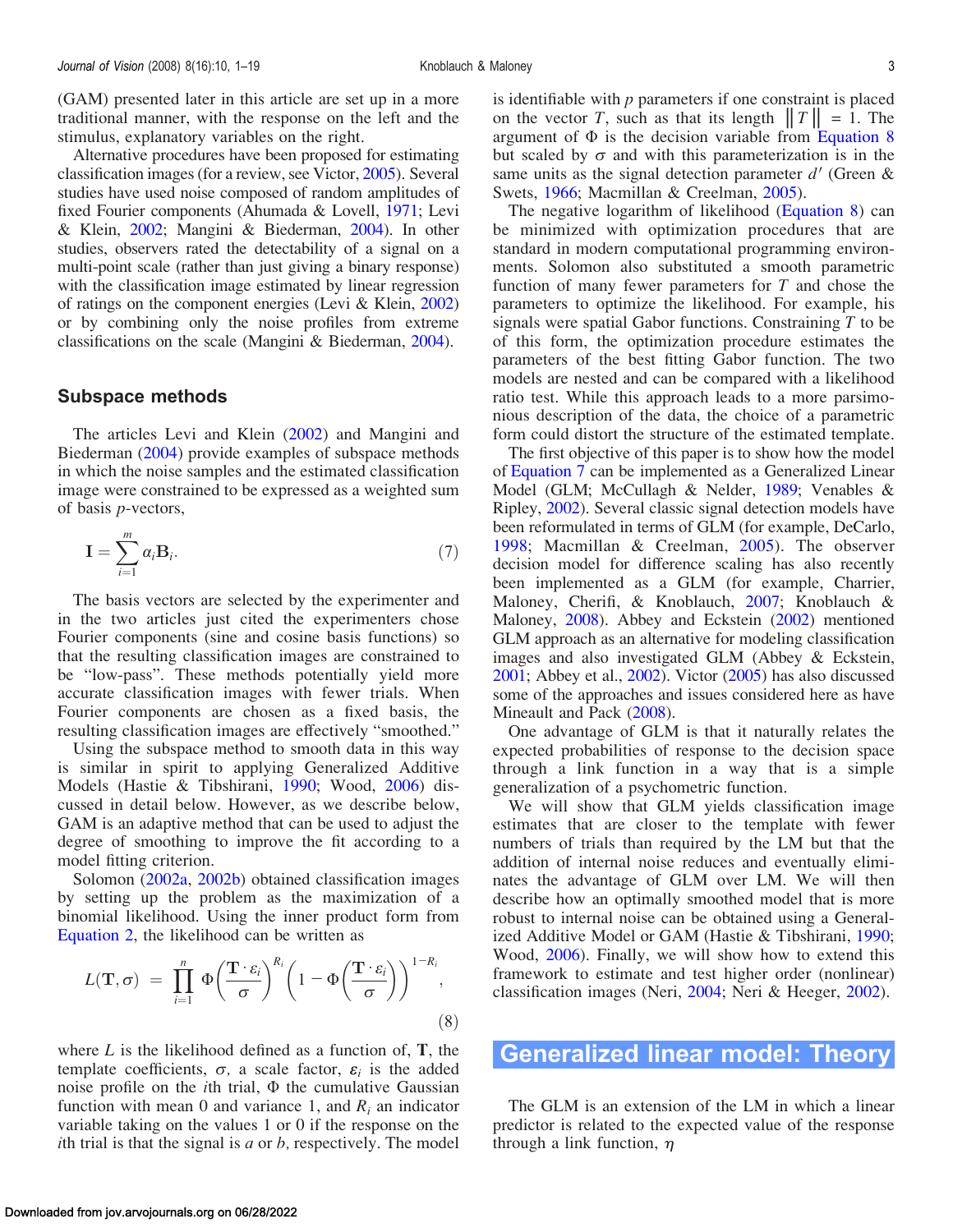(GAM) presented later in this article are set up in a more traditional manner, with the response on the left and the stimulus, explanatory variables on the right.

Alternative procedures have been proposed for estimating classification images (for a review, see Victor, 2005). Several studies have used noise composed of random amplitudes of fixed Fourier components (Ahumada & Lovell, 1971; Levi & Klein, 2002; Mangini & Biederman, 2004). In other studies, observers rated the detectability of a signal on a multi-point scale (rather than just giving a binary response) with the classification image estimated by linear regression of ratings on the component energies (Levi & Klein, 2002) or by combining only the noise profiles from extreme classifications on the scale (Mangini & Biederman, 2004).

## Subspace methods

The articles Levi and Klein (2002) and Mangini and Biederman (2004) provide examples of subspace methods in which the noise samples and the estimated classification image were constrained to be expressed as a weighted sum of basis $p$-vectors,

$$\mathbf{I} = \sum_{i=1}^{m} \alpha_i \mathbf{B}_i. \tag{7}$$

The basis vectors are selected by the experimenter and in the two articles just cited the experimenters chose Fourier components (sine and cosine basis functions) so that the resulting classification images are constrained to be "low-pass". These methods potentially yield more accurate classification images with fewer trials. When Fourier components are chosen as a fixed basis, the resulting classification images are effectively "smoothed."

Using the subspace method to smooth data in this way is similar in spirit to applying Generalized Additive Models (Hastie & Tibshirani, 1990; Wood, 2006) discussed in detail below. However, as we describe below, GAM is an adaptive method that can be used to adjust the degree of smoothing to improve the fit according to a model fitting criterion.

Solomon (2002a, 2002b) obtained classification images by setting up the problem as the maximization of a binomial likelihood. Using the inner product form from Equation 2, the likelihood can be written as

$$L(\mathbf{T}, \sigma) = \prod_{i=1}^{n} \Phi\left(\frac{\mathbf{T} \cdot \varepsilon_i}{\sigma}\right)^{R_i} \left(1 - \Phi\left(\frac{\mathbf{T} \cdot \varepsilon_i}{\sigma}\right)\right)^{1-R_i}, \tag{8}$$

where $L$ is the likelihood defined as a function of, $\mathbf{T}$, the template coefficients, $\sigma$, a scale factor, $\varepsilon_i$ is the added noise profile on the $i$th trial, $\Phi$ the cumulative Gaussian function with mean 0 and variance 1, and $R_i$ an indicator variable taking on the values 1 or 0 if the response on the $i$th trial is that the signal is $a$ or $b$, respectively. The model is identifiable with $p$ parameters if one constraint is placed on the vector $T$, such as that its length $\|T\| = 1$. The argument of $\Phi$ is the decision variable from Equation 8 but scaled by $\sigma$ and with this parameterization is in the same units as the signal detection parameter $d'$ (Green & Swets, 1966; Macmillan & Creelman, 2005).

The negative logarithm of likelihood (Equation 8) can be minimized with optimization procedures that are standard in modern computational programming environments. Solomon also substituted a smooth parametric function of many fewer parameters for $T$ and chose the parameters to optimize the likelihood. For example, his signals were spatial Gabor functions. Constraining $T$ to be of this form, the optimization procedure estimates the parameters of the best fitting Gabor function. The two models are nested and can be compared with a likelihood ratio test. While this approach leads to a more parsimonious description of the data, the choice of a parametric form could distort the structure of the estimated template.

The first objective of this paper is to show how the model of Equation 7 can be implemented as a Generalized Linear Model (GLM; McCullagh & Nelder, 1989; Venables & Ripley, 2002). Several classic signal detection models have been reformulated in terms of GLM (for example, DeCarlo, 1998; Macmillan & Creelman, 2005). The observer decision model for difference scaling has also recently been implemented as a GLM (for example, Charrier, Maloney, Cherifi, & Knoblauch, 2007; Knoblauch & Maloney, 2008). Abbey and Eckstein (2002) mentioned GLM approach as an alternative for modeling classification images and also investigated GLM (Abbey & Eckstein, 2001; Abbey et al., 2002). Victor (2005) has also discussed some of the approaches and issues considered here as have Mineault and Pack (2008).

One advantage of GLM is that it naturally relates the expected probabilities of response to the decision space through a link function in a way that is a simple generalization of a psychometric function.

We will show that GLM yields classification image estimates that are closer to the template with fewer numbers of trials than required by the LM but that the addition of internal noise reduces and eventually eliminates the advantage of GLM over LM. We will then describe how an optimally smoothed model that is more robust to internal noise can be obtained using a Generalized Additive Model or GAM (Hastie & Tibshirani, 1990; Wood, 2006). Finally, we will show how to extend this framework to estimate and test higher order (nonlinear) classification images (Neri, 2004; Neri & Heeger, 2002).

# Generalized linear model: Theory

The GLM is an extension of the LM in which a linear predictor is related to the expected value of the response through a link function, $\eta$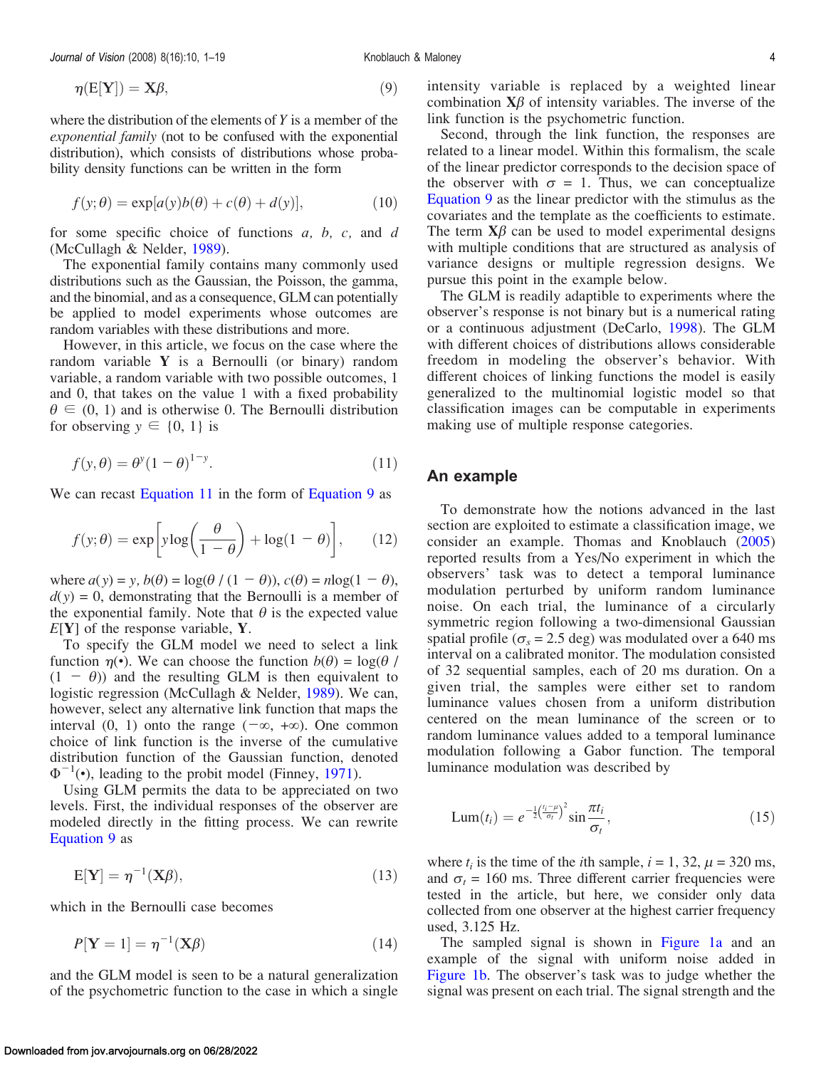$$\eta(\mathrm{E}[\mathbf{Y}]) = \mathbf{X}\beta, \tag{9}$$

where the distribution of the elements of $Y$ is a member of the *exponential family* (not to be confused with the exponential distribution), which consists of distributions whose probability density functions can be written in the form

$$f(y;\theta) = \exp[a(y)b(\theta) + c(\theta) + d(y)], \tag{10}$$

for some specific choice of functions $a$, $b$, $c$, and $d$ (McCullagh & Nelder, 1989).

The exponential family contains many commonly used distributions such as the Gaussian, the Poisson, the gamma, and the binomial, and as a consequence, GLM can potentially be applied to model experiments whose outcomes are random variables with these distributions and more.

However, in this article, we focus on the case where the random variable $\mathbf{Y}$ is a Bernoulli (or binary) random variable, a random variable with two possible outcomes, 1 and 0, that takes on the value 1 with a fixed probability $\theta \in (0, 1)$ and is otherwise 0. The Bernoulli distribution for observing $y \in \{0, 1\}$ is

$$f(y,\theta) = \theta^{y}(1-\theta)^{1-y}. \tag{11}$$

We can recast Equation 11 in the form of Equation 9 as

$$f(y;\theta) = \exp\left[y\log\left(\frac{\theta}{1-\theta}\right) + \log(1-\theta)\right], \tag{12}$$

where $a(y) = y$, $b(\theta) = \log(\theta / (1 - \theta))$, $c(\theta) = n\log(1 - \theta)$, $d(y) = 0$, demonstrating that the Bernoulli is a member of the exponential family. Note that $\theta$ is the expected value $E[\mathbf{Y}]$ of the response variable, $\mathbf{Y}$.

To specify the GLM model we need to select a link function $\eta(\bullet)$. We can choose the function $b(\theta) = \log(\theta / (1 - \theta))$ and the resulting GLM is then equivalent to logistic regression (McCullagh & Nelder, 1989). We can, however, select any alternative link function that maps the interval (0, 1) onto the range $(-\infty, +\infty)$. One common choice of link function is the inverse of the cumulative distribution function of the Gaussian function, denoted $\Phi^{-1}(\bullet)$, leading to the probit model (Finney, 1971).

Using GLM permits the data to be appreciated on two levels. First, the individual responses of the observer are modeled directly in the fitting process. We can rewrite Equation 9 as

$$\mathrm{E}[\mathbf{Y}] = \eta^{-1}(\mathbf{X}\beta), \tag{13}$$

which in the Bernoulli case becomes

$$P[\mathbf{Y} = 1] = \eta^{-1}(\mathbf{X}\beta) \tag{14}$$

and the GLM model is seen to be a natural generalization of the psychometric function to the case in which a single intensity variable is replaced by a weighted linear combination $\mathbf{X}\beta$ of intensity variables. The inverse of the link function is the psychometric function.

Second, through the link function, the responses are related to a linear model. Within this formalism, the scale of the linear predictor corresponds to the decision space of the observer with $\sigma = 1$. Thus, we can conceptualize Equation 9 as the linear predictor with the stimulus as the covariates and the template as the coefficients to estimate. The term $\mathbf{X}\beta$ can be used to model experimental designs with multiple conditions that are structured as analysis of variance designs or multiple regression designs. We pursue this point in the example below.

The GLM is readily adaptible to experiments where the observer's response is not binary but is a numerical rating or a continuous adjustment (DeCarlo, 1998). The GLM with different choices of distributions allows considerable freedom in modeling the observer's behavior. With different choices of linking functions the model is easily generalized to the multinomial logistic model so that classification images can be computable in experiments making use of multiple response categories.

## An example

To demonstrate how the notions advanced in the last section are exploited to estimate a classification image, we consider an example. Thomas and Knoblauch (2005) reported results from a Yes/No experiment in which the observers' task was to detect a temporal luminance modulation perturbed by uniform random luminance noise. On each trial, the luminance of a circularly symmetric region following a two-dimensional Gaussian spatial profile ($\sigma_s$ = 2.5 deg) was modulated over a 640 ms interval on a calibrated monitor. The modulation consisted of 32 sequential samples, each of 20 ms duration. On a given trial, the samples were either set to random luminance values chosen from a uniform distribution centered on the mean luminance of the screen or to random luminance values added to a temporal luminance modulation following a Gabor function. The temporal luminance modulation was described by

$$\mathrm{Lum}(t_i) = e^{-\frac{1}{2}\left(\frac{t_i-\mu}{\sigma_t}\right)^2}\sin\frac{\pi t_i}{\sigma_t}, \tag{15}$$

where $t_i$ is the time of the $i$th sample, $i$ = 1, 32, $\mu$ = 320 ms, and $\sigma_t$ = 160 ms. Three different carrier frequencies were tested in the article, but here, we consider only data collected from one observer at the highest carrier frequency used, 3.125 Hz.

The sampled signal is shown in Figure 1a and an example of the signal with uniform noise added in Figure 1b. The observer's task was to judge whether the signal was present on each trial. The signal strength and the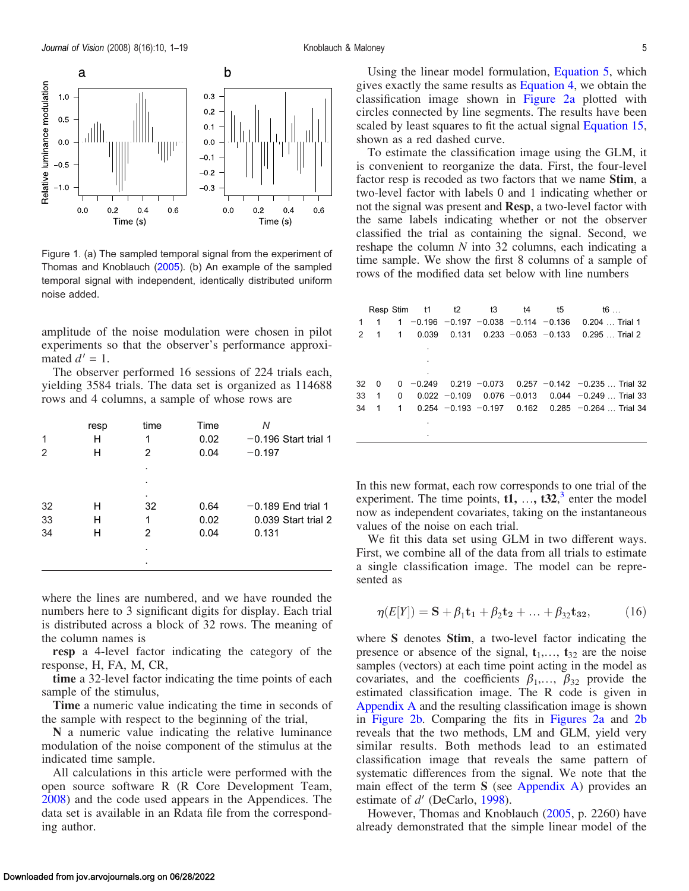Figure 1. (a) The sampled temporal signal from the experiment of Thomas and Knoblauch (2005). (b) An example of the sampled temporal signal with independent, identically distributed uniform noise added.

amplitude of the noise modulation were chosen in pilot experiments so that the observer's performance approximated $d' = 1$.

The observer performed 16 sessions of 224 trials each, yielding 3584 trials. The data set is organized as 114688 rows and 4 columns, a sample of whose rows are

| | resp | time | Time | *N* |
|---|---|---|---|---|
| 1 | H | 1 | 0.02 | −0.196 Start trial 1 |
| 2 | H | 2 | 0.04 | −0.197 |
| | | . | | |
| | | . | | |
| | | . | | |
| 32 | H | 32 | 0.64 | −0.189 End trial 1 |
| 33 | H | 1 | 0.02 | 0.039 Start trial 2 |
| 34 | H | 2 | 0.04 | 0.131 |
| | | . | | |
| | | . | | |

where the lines are numbered, and we have rounded the numbers here to 3 significant digits for display. Each trial is distributed across a block of 32 rows. The meaning of the column names is

**resp** a 4-level factor indicating the category of the response, H, FA, M, CR,

**time** a 32-level factor indicating the time points of each sample of the stimulus,

**Time** a numeric value indicating the time in seconds of the sample with respect to the beginning of the trial,

**N** a numeric value indicating the relative luminance modulation of the noise component of the stimulus at the indicated time sample.

All calculations in this article were performed with the open source software R (R Core Development Team, 2008) and the code used appears in the Appendices. The data set is available in an Rdata file from the corresponding author.

Using the linear model formulation, Equation 5, which gives exactly the same results as Equation 4, we obtain the classification image shown in Figure 2a plotted with circles connected by line segments. The results have been scaled by least squares to fit the actual signal Equation 15, shown as a red dashed curve.

To estimate the classification image using the GLM, it is convenient to reorganize the data. First, the four-level factor resp is recoded as two factors that we name **Stim**, a two-level factor with labels 0 and 1 indicating whether or not the signal was present and **Resp**, a two-level factor with the same labels indicating whether or not the observer classified the trial as containing the signal. Second, we reshape the column *N* into 32 columns, each indicating a time sample. We show the first 8 columns of a sample of rows of the modified data set below with line numbers

| | Resp | Stim | t1 | t2 | t3 | t4 | t5 | t6 … |
|---|---|---|---|---|---|---|---|---|
| 1 | 1 | 1 | −0.196 | −0.197 | −0.038 | −0.114 | −0.136 | 0.204 … Trial 1 |
| 2 | 1 | 1 | 0.039 | 0.131 | 0.233 | −0.053 | −0.133 | 0.295 … Trial 2 |
| | | | . | | | | | |
| | | | . | | | | | |
| | | | . | | | | | |
| 32 | 0 | 0 | −0.249 | 0.219 | −0.073 | 0.257 | −0.142 | −0.235 … Trial 32 |
| 33 | 1 | 0 | 0.022 | −0.109 | 0.076 | −0.013 | 0.044 | −0.249 … Trial 33 |
| 34 | 1 | 1 | 0.254 | −0.193 | −0.197 | 0.162 | 0.285 | −0.264 … Trial 34 |
| | | | . | | | | | |
| | | | . | | | | | |

In this new format, each row corresponds to one trial of the experiment. The time points, **t1, …, t32**,[3] enter the model now as independent covariates, taking on the instantaneous values of the noise on each trial.

We fit this data set using GLM in two different ways. First, we combine all of the data from all trials to estimate a single classification image. The model can be represented as

$$\eta(E[Y]) = \mathbf{S} + \beta_1 \mathbf{t_1} + \beta_2 \mathbf{t_2} + \ldots + \beta_{32} \mathbf{t_{32}}, \tag{16}$$

where **S** denotes **Stim**, a two-level factor indicating the presence or absence of the signal, $\mathbf{t}_1, \ldots, \mathbf{t}_{32}$ are the noise samples (vectors) at each time point acting in the model as covariates, and the coefficients $\beta_1, \ldots, \beta_{32}$ provide the estimated classification image. The R code is given in Appendix A and the resulting classification image is shown in Figure 2b. Comparing the fits in Figures 2a and 2b reveals that the two methods, LM and GLM, yield very similar results. Both methods lead to an estimated classification image that reveals the same pattern of systematic differences from the signal. We note that the main effect of the term **S** (see Appendix A) provides an estimate of $d'$ (DeCarlo, 1998).

However, Thomas and Knoblauch (2005, p. 2260) have already demonstrated that the simple linear model of the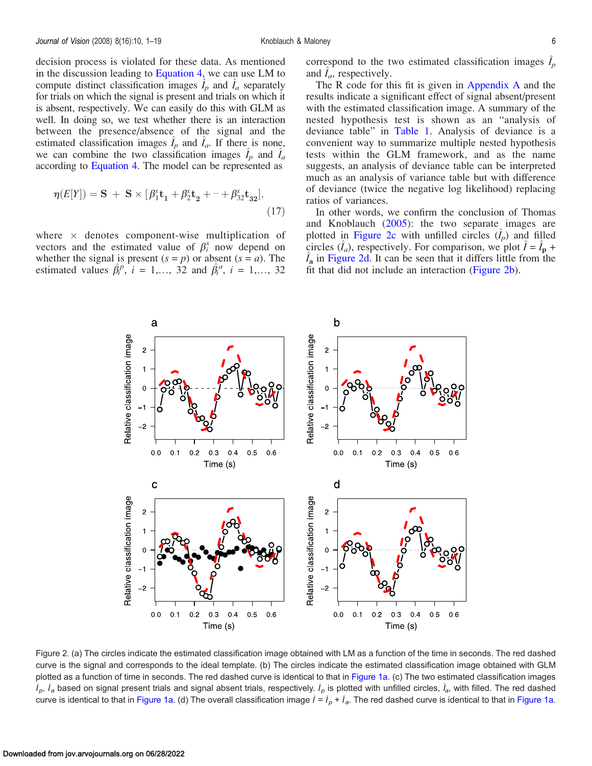decision process is violated for these data. As mentioned in the discussion leading to Equation 4, we can use LM to compute distinct classification images $\hat{I}_p$ and $\hat{I}_a$ separately for trials on which the signal is present and trials on which it is absent, respectively. We can easily do this with GLM as well. In doing so, we test whether there is an interaction between the presence/absence of the signal and the estimated classification images $\hat{I}_p$ and $\hat{I}_a$. If there is none, we can combine the two classification images $\hat{I}_p$ and $\hat{I}_a$ according to Equation 4. The model can be represented as

$$\eta(E[Y]) = \mathbf{S} + \mathbf{S} \times [\beta_1^s \mathbf{t_1} + \beta_2^s \mathbf{t_2} + \cdots + \beta_{32}^s \mathbf{t_{32}}], \tag{17}$$

where $\times$ denotes component-wise multiplication of vectors and the estimated value of $\beta_i^s$ now depend on whether the signal is present ($s = p$) or absent ($s = a$). The estimated values $\hat{\beta}_i^p$, $i = 1,\ldots, 32$ and $\hat{\beta}_i^a$, $i = 1,\ldots, 32$ correspond to the two estimated classification images $\hat{I}_p$ and $\hat{I}_a$, respectively.

The R code for this fit is given in Appendix A and the results indicate a significant effect of signal absent/present with the estimated classification image. A summary of the nested hypothesis test is shown as an "analysis of deviance table" in Table 1. Analysis of deviance is a convenient way to summarize multiple nested hypothesis tests within the GLM framework, and as the name suggests, an analysis of deviance table can be interpreted much as an analysis of variance table but with difference of deviance (twice the negative log likelihood) replacing ratios of variances.

In other words, we confirm the conclusion of Thomas and Knoblauch (2005): the two separate images are plotted in Figure 2c with unfilled circles ($\hat{I}_p$) and filled circles ($\hat{I}_a$), respectively. For comparison, we plot $\hat{I} = \hat{I}_\mathbf{p} + \hat{I}_\mathbf{a}$ in Figure 2d. It can be seen that it differs little from the fit that did not include an interaction (Figure 2b).

Figure 2. (a) The circles indicate the estimated classification image obtained with LM as a function of the time in seconds. The red dashed curve is the signal and corresponds to the ideal template. (b) The circles indicate the estimated classification image obtained with GLM plotted as a function of time in seconds. The red dashed curve is identical to that in Figure 1a. (c) The two estimated classification images $\hat{I}_p$, $\hat{I}_a$ based on signal present trials and signal absent trials, respectively. $\hat{I}_p$ is plotted with unfilled circles, $\hat{I}_a$, with filled. The red dashed curve is identical to that in Figure 1a. (d) The overall classification image $\hat{I} = \hat{I}_p + \hat{I}_a$. The red dashed curve is identical to that in Figure 1a.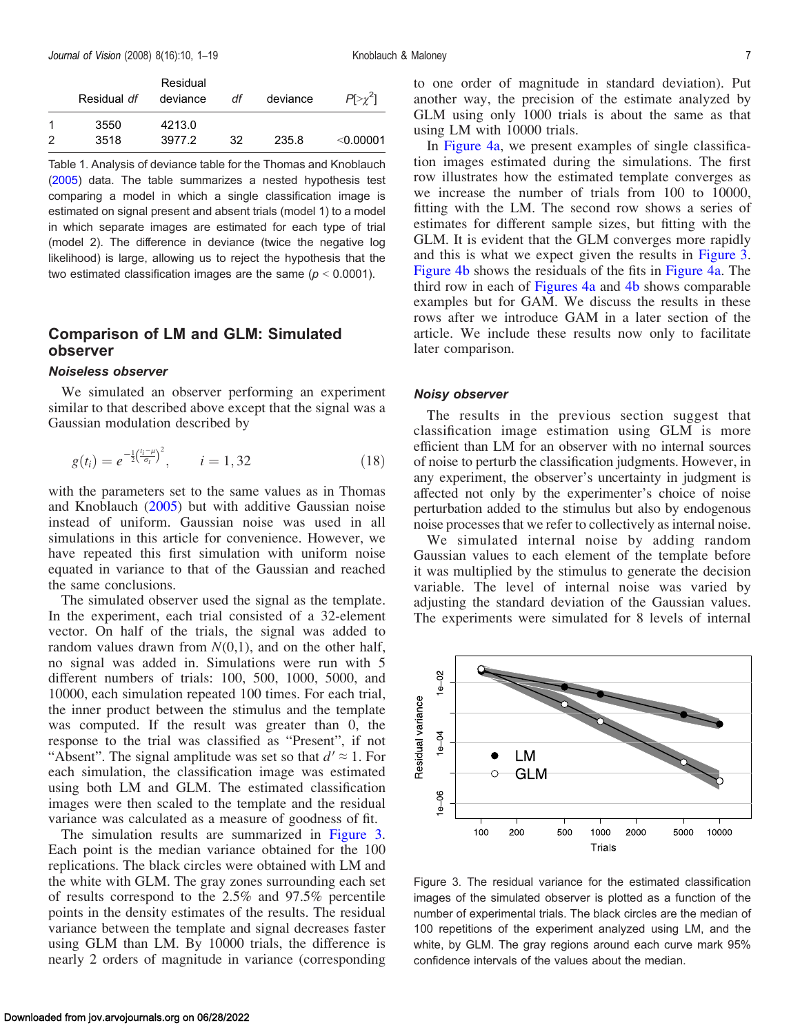|   | Residual *df* | Residual deviance | *df* | deviance | $P[>\chi^2]$ |
|---|---|---|---|---|---|
| 1 | 3550 | 4213.0 | | | |
| 2 | 3518 | 3977.2 | 32 | 235.8 | <0.00001 |

Table 1. Analysis of deviance table for the Thomas and Knoblauch (2005) data. The table summarizes a nested hypothesis test comparing a model in which a single classification image is estimated on signal present and absent trials (model 1) to a model in which separate images are estimated for each type of trial (model 2). The difference in deviance (twice the negative log likelihood) is large, allowing us to reject the hypothesis that the two estimated classification images are the same ($p < 0.0001$).

## Comparison of LM and GLM: Simulated observer

### Noiseless observer

We simulated an observer performing an experiment similar to that described above except that the signal was a Gaussian modulation described by

$$g(t_i) = e^{-\frac{1}{2}\left(\frac{t_i - \mu}{\sigma_t}\right)^2}, \qquad i = 1, 32 \tag{18}$$

with the parameters set to the same values as in Thomas and Knoblauch (2005) but with additive Gaussian noise instead of uniform. Gaussian noise was used in all simulations in this article for convenience. However, we have repeated this first simulation with uniform noise equated in variance to that of the Gaussian and reached the same conclusions.

The simulated observer used the signal as the template. In the experiment, each trial consisted of a 32-element vector. On half of the trials, the signal was added to random values drawn from $N(0,1)$, and on the other half, no signal was added in. Simulations were run with 5 different numbers of trials: 100, 500, 1000, 5000, and 10000, each simulation repeated 100 times. For each trial, the inner product between the stimulus and the template was computed. If the result was greater than 0, the response to the trial was classified as "Present", if not "Absent". The signal amplitude was set so that $d' \approx 1$. For each simulation, the classification image was estimated using both LM and GLM. The estimated classification images were then scaled to the template and the residual variance was calculated as a measure of goodness of fit.

The simulation results are summarized in Figure 3. Each point is the median variance obtained for the 100 replications. The black circles were obtained with LM and the white with GLM. The gray zones surrounding each set of results correspond to the 2.5% and 97.5% percentile points in the density estimates of the results. The residual variance between the template and signal decreases faster using GLM than LM. By 10000 trials, the difference is nearly 2 orders of magnitude in variance (corresponding to one order of magnitude in standard deviation). Put another way, the precision of the estimate analyzed by GLM using only 1000 trials is about the same as that using LM with 10000 trials.

In Figure 4a, we present examples of single classification images estimated during the simulations. The first row illustrates how the estimated template converges as we increase the number of trials from 100 to 10000, fitting with the LM. The second row shows a series of estimates for different sample sizes, but fitting with the GLM. It is evident that the GLM converges more rapidly and this is what we expect given the results in Figure 3. Figure 4b shows the residuals of the fits in Figure 4a. The third row in each of Figures 4a and 4b shows comparable examples but for GAM. We discuss the results in these rows after we introduce GAM in a later section of the article. We include these results now only to facilitate later comparison.

### Noisy observer

The results in the previous section suggest that classification image estimation using GLM is more efficient than LM for an observer with no internal sources of noise to perturb the classification judgments. However, in any experiment, the observer's uncertainty in judgment is affected not only by the experimenter's choice of noise perturbation added to the stimulus but also by endogenous noise processes that we refer to collectively as internal noise.

We simulated internal noise by adding random Gaussian values to each element of the template before it was multiplied by the stimulus to generate the decision variable. The level of internal noise was varied by adjusting the standard deviation of the Gaussian values. The experiments were simulated for 8 levels of internal

Figure 3. The residual variance for the estimated classification images of the simulated observer is plotted as a function of the number of experimental trials. The black circles are the median of 100 repetitions of the experiment analyzed using LM, and the white, by GLM. The gray regions around each curve mark 95% confidence intervals of the values about the median.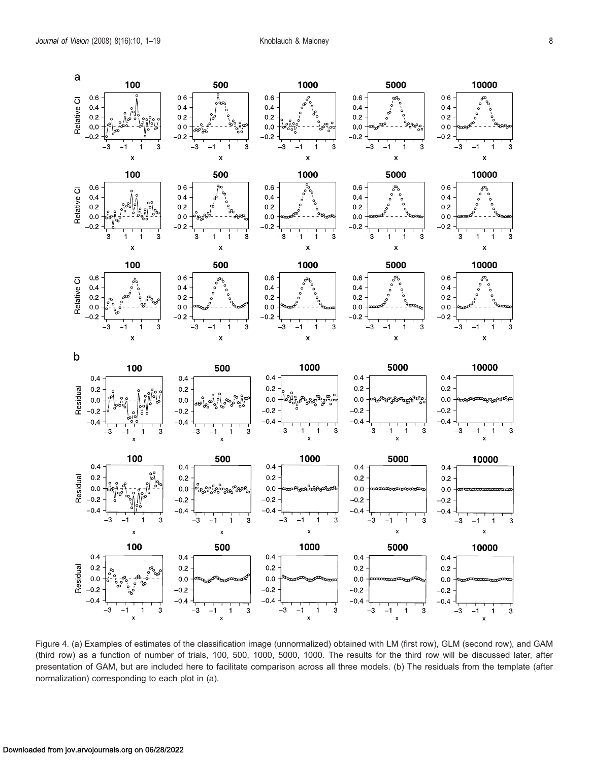Figure 4. (a) Examples of estimates of the classification image (unnormalized) obtained with LM (first row), GLM (second row), and GAM (third row) as a function of number of trials, 100, 500, 1000, 5000, 1000. The results for the third row will be discussed later, after presentation of GAM, but are included here to facilitate comparison across all three models. (b) The residuals from the template (after normalization) corresponding to each plot in (a).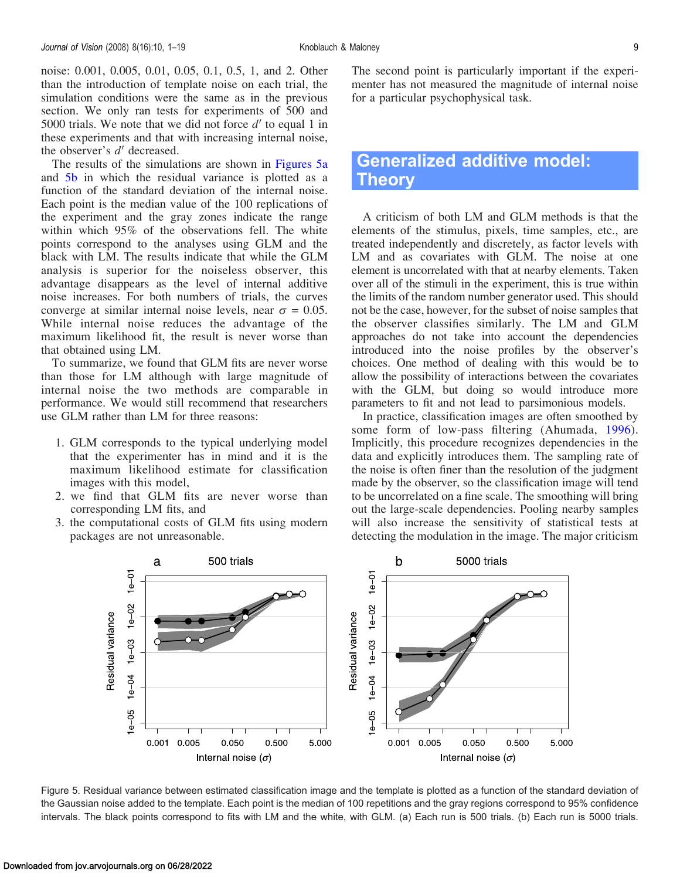noise: 0.001, 0.005, 0.01, 0.05, 0.1, 0.5, 1, and 2. Other than the introduction of template noise on each trial, the simulation conditions were the same as in the previous section. We only ran tests for experiments of 500 and 5000 trials. We note that we did not force $d'$ to equal 1 in these experiments and that with increasing internal noise, the observer's $d'$ decreased.

The results of the simulations are shown in Figures 5a and 5b in which the residual variance is plotted as a function of the standard deviation of the internal noise. Each point is the median value of the 100 replications of the experiment and the gray zones indicate the range within which 95% of the observations fell. The white points correspond to the analyses using GLM and the black with LM. The results indicate that while the GLM analysis is superior for the noiseless observer, this advantage disappears as the level of internal additive noise increases. For both numbers of trials, the curves converge at similar internal noise levels, near $\sigma = 0.05$. While internal noise reduces the advantage of the maximum likelihood fit, the result is never worse than that obtained using LM.

To summarize, we found that GLM fits are never worse than those for LM although with large magnitude of internal noise the two methods are comparable in performance. We would still recommend that researchers use GLM rather than LM for three reasons:

1. GLM corresponds to the typical underlying model that the experimenter has in mind and it is the maximum likelihood estimate for classification images with this model,
2. we find that GLM fits are never worse than corresponding LM fits, and
3. the computational costs of GLM fits using modern packages are not unreasonable.

The second point is particularly important if the experimenter has not measured the magnitude of internal noise for a particular psychophysical task.

## Generalized additive model: Theory

A criticism of both LM and GLM methods is that the elements of the stimulus, pixels, time samples, etc., are treated independently and discretely, as factor levels with LM and as covariates with GLM. The noise at one element is uncorrelated with that at nearby elements. Taken over all of the stimuli in the experiment, this is true within the limits of the random number generator used. This should not be the case, however, for the subset of noise samples that the observer classifies similarly. The LM and GLM approaches do not take into account the dependencies introduced into the noise profiles by the observer's choices. One method of dealing with this would be to allow the possibility of interactions between the covariates with the GLM, but doing so would introduce more parameters to fit and not lead to parsimonious models.

In practice, classification images are often smoothed by some form of low-pass filtering (Ahumada, 1996). Implicitly, this procedure recognizes dependencies in the data and explicitly introduces them. The sampling rate of the noise is often finer than the resolution of the judgment made by the observer, so the classification image will tend to be uncorrelated on a fine scale. The smoothing will bring out the large-scale dependencies. Pooling nearby samples will also increase the sensitivity of statistical tests at detecting the modulation in the image. The major criticism

a 500 trials
b 5000 trials
Residual variance
1e−05 1e−04 1e−03 1e−02 1e−01
Internal noise ($\sigma$)
0.001 0.005 0.050 0.500 5.000

Figure 5. Residual variance between estimated classification image and the template is plotted as a function of the standard deviation of the Gaussian noise added to the template. Each point is the median of 100 repetitions and the gray regions correspond to 95% confidence intervals. The black points correspond to fits with LM and the white, with GLM. (a) Each run is 500 trials. (b) Each run is 5000 trials.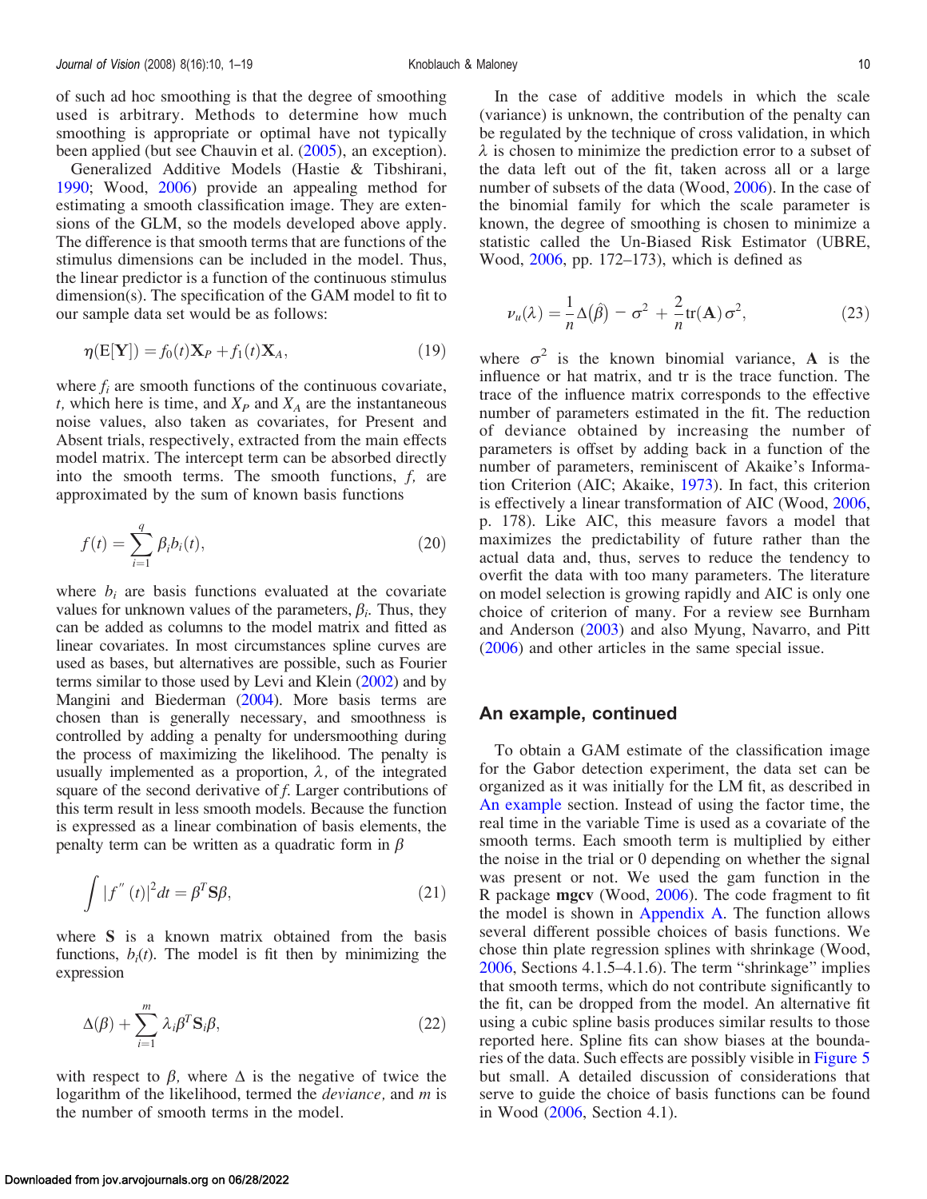of such ad hoc smoothing is that the degree of smoothing used is arbitrary. Methods to determine how much smoothing is appropriate or optimal have not typically been applied (but see Chauvin et al. (2005), an exception).

Generalized Additive Models (Hastie & Tibshirani, 1990; Wood, 2006) provide an appealing method for estimating a smooth classification image. They are extensions of the GLM, so the models developed above apply. The difference is that smooth terms that are functions of the stimulus dimensions can be included in the model. Thus, the linear predictor is a function of the continuous stimulus dimension(s). The specification of the GAM model to fit to our sample data set would be as follows:

$$\eta(\mathrm{E}[\mathbf{Y}]) = f_0(t)\mathbf{X}_P + f_1(t)\mathbf{X}_A, \tag{19}$$

where $f_i$ are smooth functions of the continuous covariate, $t$, which here is time, and $X_P$ and $X_A$ are the instantaneous noise values, also taken as covariates, for Present and Absent trials, respectively, extracted from the main effects model matrix. The intercept term can be absorbed directly into the smooth terms. The smooth functions, $f$, are approximated by the sum of known basis functions

$$f(t) = \sum_{i=1}^{q} \beta_i b_i(t), \tag{20}$$

where $b_i$ are basis functions evaluated at the covariate values for unknown values of the parameters, $\beta_i$. Thus, they can be added as columns to the model matrix and fitted as linear covariates. In most circumstances spline curves are used as bases, but alternatives are possible, such as Fourier terms similar to those used by Levi and Klein (2002) and by Mangini and Biederman (2004). More basis terms are chosen than is generally necessary, and smoothness is controlled by adding a penalty for undersmoothing during the process of maximizing the likelihood. The penalty is usually implemented as a proportion, $\lambda$, of the integrated square of the second derivative of $f$. Larger contributions of this term result in less smooth models. Because the function is expressed as a linear combination of basis elements, the penalty term can be written as a quadratic form in $\beta$

$$\int |f''(t)|^2 dt = \beta^T \mathbf{S} \beta, \tag{21}$$

where $\mathbf{S}$ is a known matrix obtained from the basis functions, $b_i(t)$. The model is fit then by minimizing the expression

$$\Delta(\beta) + \sum_{i=1}^{m} \lambda_i \beta^T \mathbf{S}_i \beta, \tag{22}$$

with respect to $\beta$, where $\Delta$ is the negative of twice the logarithm of the likelihood, termed the *deviance*, and $m$ is the number of smooth terms in the model.

In the case of additive models in which the scale (variance) is unknown, the contribution of the penalty can be regulated by the technique of cross validation, in which $\lambda$ is chosen to minimize the prediction error to a subset of the data left out of the fit, taken across all or a large number of subsets of the data (Wood, 2006). In the case of the binomial family for which the scale parameter is known, the degree of smoothing is chosen to minimize a statistic called the Un-Biased Risk Estimator (UBRE, Wood, 2006, pp. 172–173), which is defined as

$$\nu_u(\lambda) = \frac{1}{n}\Delta(\hat{\beta}) - \sigma^2 + \frac{2}{n}\mathrm{tr}(\mathbf{A})\sigma^2, \tag{23}$$

where $\sigma^2$ is the known binomial variance, $\mathbf{A}$ is the influence or hat matrix, and tr is the trace function. The trace of the influence matrix corresponds to the effective number of parameters estimated in the fit. The reduction of deviance obtained by increasing the number of parameters is offset by adding back in a function of the number of parameters, reminiscent of Akaike's Information Criterion (AIC; Akaike, 1973). In fact, this criterion is effectively a linear transformation of AIC (Wood, 2006, p. 178). Like AIC, this measure favors a model that maximizes the predictability of future rather than the actual data and, thus, serves to reduce the tendency to overfit the data with too many parameters. The literature on model selection is growing rapidly and AIC is only one choice of criterion of many. For a review see Burnham and Anderson (2003) and also Myung, Navarro, and Pitt (2006) and other articles in the same special issue.

## An example, continued

To obtain a GAM estimate of the classification image for the Gabor detection experiment, the data set can be organized as it was initially for the LM fit, as described in An example section. Instead of using the factor time, the real time in the variable Time is used as a covariate of the smooth terms. Each smooth term is multiplied by either the noise in the trial or 0 depending on whether the signal was present or not. We used the gam function in the R package **mgcv** (Wood, 2006). The code fragment to fit the model is shown in Appendix A. The function allows several different possible choices of basis functions. We chose thin plate regression splines with shrinkage (Wood, 2006, Sections 4.1.5–4.1.6). The term "shrinkage" implies that smooth terms, which do not contribute significantly to the fit, can be dropped from the model. An alternative fit using a cubic spline basis produces similar results to those reported here. Spline fits can show biases at the boundaries of the data. Such effects are possibly visible in Figure 5 but small. A detailed discussion of considerations that serve to guide the choice of basis functions can be found in Wood (2006, Section 4.1).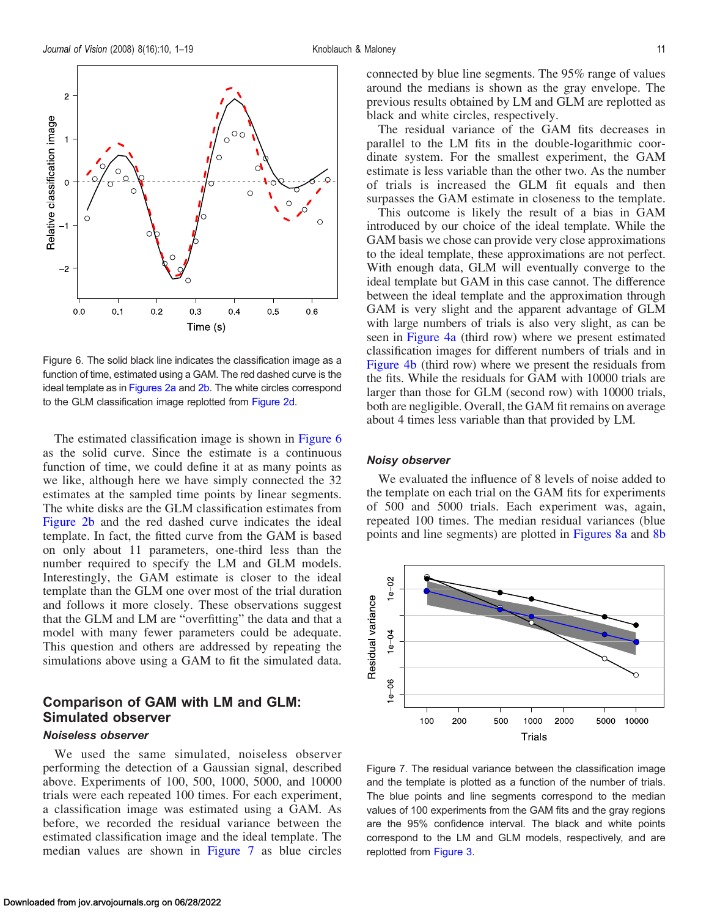Figure 6. The solid black line indicates the classification image as a function of time, estimated using a GAM. The red dashed curve is the ideal template as in Figures 2a and 2b. The white circles correspond to the GLM classification image replotted from Figure 2d.

The estimated classification image is shown in Figure 6 as the solid curve. Since the estimate is a continuous function of time, we could define it at as many points as we like, although here we have simply connected the 32 estimates at the sampled time points by linear segments. The white disks are the GLM classification estimates from Figure 2b and the red dashed curve indicates the ideal template. In fact, the fitted curve from the GAM is based on only about 11 parameters, one-third less than the number required to specify the LM and GLM models. Interestingly, the GAM estimate is closer to the ideal template than the GLM one over most of the trial duration and follows it more closely. These observations suggest that the GLM and LM are "overfitting" the data and that a model with many fewer parameters could be adequate. This question and others are addressed by repeating the simulations above using a GAM to fit the simulated data.

## Comparison of GAM with LM and GLM: Simulated observer

### *Noiseless observer*

We used the same simulated, noiseless observer performing the detection of a Gaussian signal, described above. Experiments of 100, 500, 1000, 5000, and 10000 trials were each repeated 100 times. For each experiment, a classification image was estimated using a GAM. As before, we recorded the residual variance between the estimated classification image and the ideal template. The median values are shown in Figure 7 as blue circles connected by blue line segments. The 95% range of values around the medians is shown as the gray envelope. The previous results obtained by LM and GLM are replotted as black and white circles, respectively.

The residual variance of the GAM fits decreases in parallel to the LM fits in the double-logarithmic coordinate system. For the smallest experiment, the GAM estimate is less variable than the other two. As the number of trials is increased the GLM fit equals and then surpasses the GAM estimate in closeness to the template.

This outcome is likely the result of a bias in GAM introduced by our choice of the ideal template. While the GAM basis we chose can provide very close approximations to the ideal template, these approximations are not perfect. With enough data, GLM will eventually converge to the ideal template but GAM in this case cannot. The difference between the ideal template and the approximation through GAM is very slight and the apparent advantage of GLM with large numbers of trials is also very slight, as can be seen in Figure 4a (third row) where we present estimated classification images for different numbers of trials and in Figure 4b (third row) where we present the residuals from the fits. While the residuals for GAM with 10000 trials are larger than those for GLM (second row) with 10000 trials, both are negligible. Overall, the GAM fit remains on average about 4 times less variable than that provided by LM.

### *Noisy observer*

We evaluated the influence of 8 levels of noise added to the template on each trial on the GAM fits for experiments of 500 and 5000 trials. Each experiment was, again, repeated 100 times. The median residual variances (blue points and line segments) are plotted in Figures 8a and 8b

Figure 7. The residual variance between the classification image and the template is plotted as a function of the number of trials. The blue points and line segments correspond to the median values of 100 experiments from the GAM fits and the gray regions are the 95% confidence interval. The black and white points correspond to the LM and GLM models, respectively, and are replotted from Figure 3.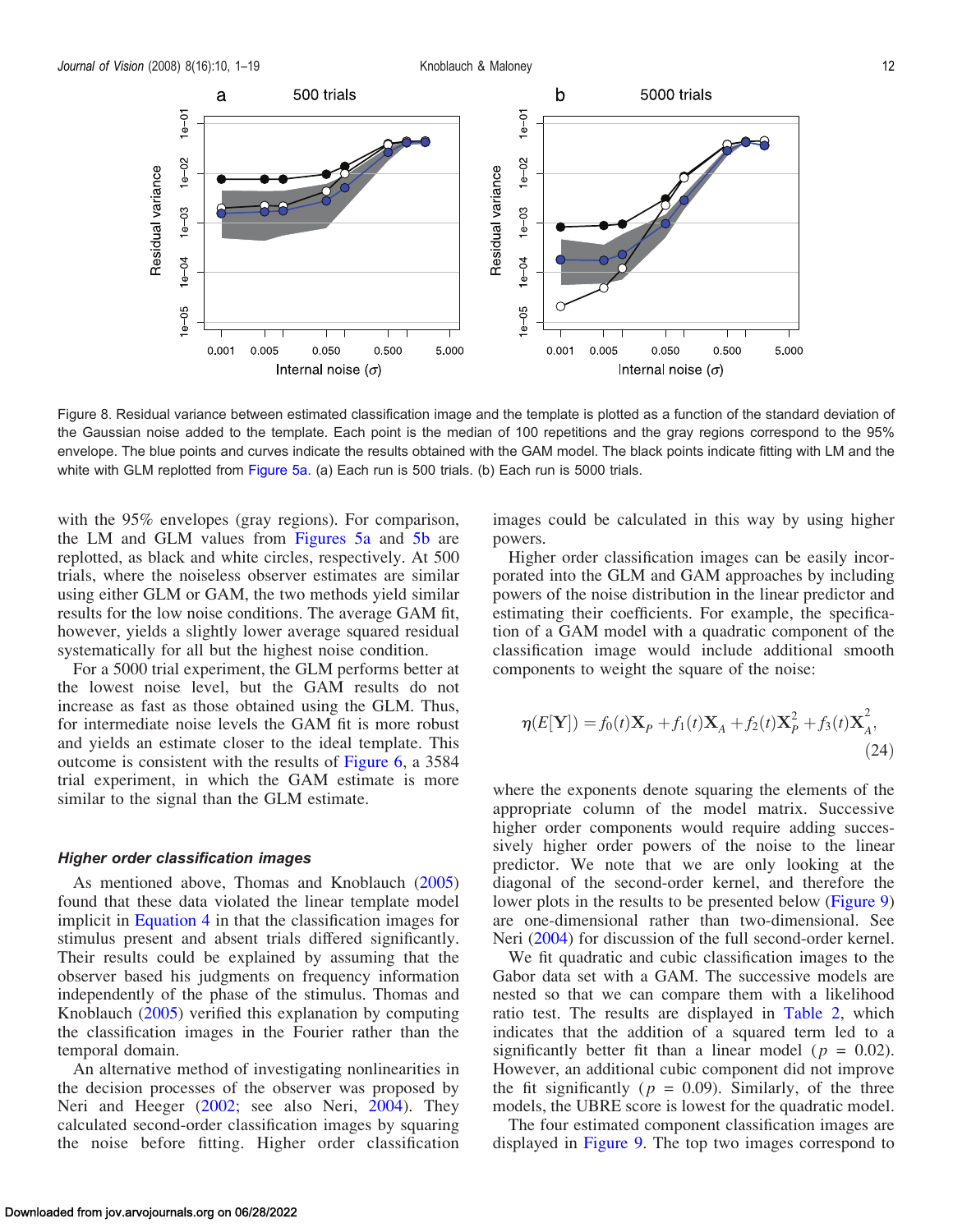Figure 8. Residual variance between estimated classification image and the template is plotted as a function of the standard deviation of the Gaussian noise added to the template. Each point is the median of 100 repetitions and the gray regions correspond to the 95% envelope. The blue points and curves indicate the results obtained with the GAM model. The black points indicate fitting with LM and the white with GLM replotted from Figure 5a. (a) Each run is 500 trials. (b) Each run is 5000 trials.

with the 95% envelopes (gray regions). For comparison, the LM and GLM values from Figures 5a and 5b are replotted, as black and white circles, respectively. At 500 trials, where the noiseless observer estimates are similar using either GLM or GAM, the two methods yield similar results for the low noise conditions. The average GAM fit, however, yields a slightly lower average squared residual systematically for all but the highest noise condition.

For a 5000 trial experiment, the GLM performs better at the lowest noise level, but the GAM results do not increase as fast as those obtained using the GLM. Thus, for intermediate noise levels the GAM fit is more robust and yields an estimate closer to the ideal template. This outcome is consistent with the results of Figure 6, a 3584 trial experiment, in which the GAM estimate is more similar to the signal than the GLM estimate.

### Higher order classification images

As mentioned above, Thomas and Knoblauch (2005) found that these data violated the linear template model implicit in Equation 4 in that the classification images for stimulus present and absent trials differed significantly. Their results could be explained by assuming that the observer based his judgments on frequency information independently of the phase of the stimulus. Thomas and Knoblauch (2005) verified this explanation by computing the classification images in the Fourier rather than the temporal domain.

An alternative method of investigating nonlinearities in the decision processes of the observer was proposed by Neri and Heeger (2002; see also Neri, 2004). They calculated second-order classification images by squaring the noise before fitting. Higher order classification images could be calculated in this way by using higher powers.

Higher order classification images can be easily incorporated into the GLM and GAM approaches by including powers of the noise distribution in the linear predictor and estimating their coefficients. For example, the specification of a GAM model with a quadratic component of the classification image would include additional smooth components to weight the square of the noise:

$$\eta(E[\mathbf{Y}]) = f_0(t)\mathbf{X}_P + f_1(t)\mathbf{X}_A + f_2(t)\mathbf{X}_P^2 + f_3(t)\mathbf{X}_A^2, \tag{24}$$

where the exponents denote squaring the elements of the appropriate column of the model matrix. Successive higher order components would require adding successively higher order powers of the noise to the linear predictor. We note that we are only looking at the diagonal of the second-order kernel, and therefore the lower plots in the results to be presented below (Figure 9) are one-dimensional rather than two-dimensional. See Neri (2004) for discussion of the full second-order kernel.

We fit quadratic and cubic classification images to the Gabor data set with a GAM. The successive models are nested so that we can compare them with a likelihood ratio test. The results are displayed in Table 2, which indicates that the addition of a squared term led to a significantly better fit than a linear model ($p$ = 0.02). However, an additional cubic component did not improve the fit significantly ($p$ = 0.09). Similarly, of the three models, the UBRE score is lowest for the quadratic model.

The four estimated component classification images are displayed in Figure 9. The top two images correspond to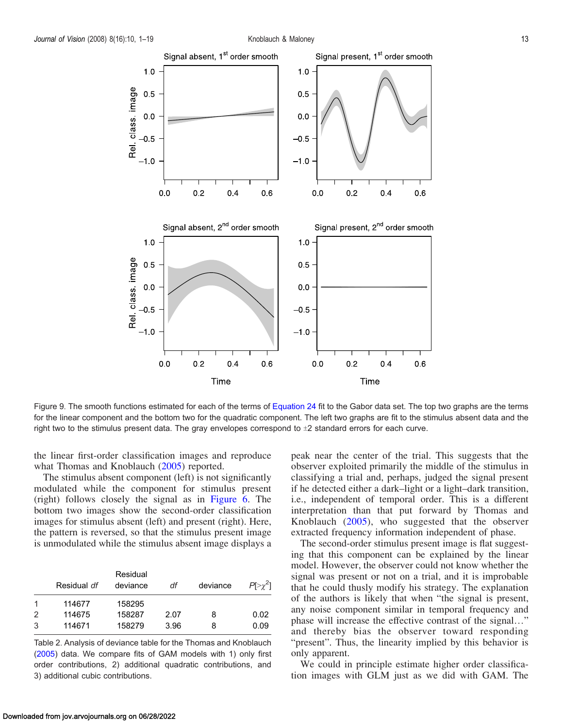Figure 9. The smooth functions estimated for each of the terms of Equation 24 fit to the Gabor data set. The top two graphs are the terms for the linear component and the bottom two for the quadratic component. The left two graphs are fit to the stimulus absent data and the right two to the stimulus present data. The gray envelopes correspond to ±2 standard errors for each curve.

the linear first-order classification images and reproduce what Thomas and Knoblauch (2005) reported.

The stimulus absent component (left) is not significantly modulated while the component for stimulus present (right) follows closely the signal as in Figure 6. The bottom two images show the second-order classification images for stimulus absent (left) and present (right). Here, the pattern is reversed, so that the stimulus present image is unmodulated while the stimulus absent image displays a peak near the center of the trial. This suggests that the observer exploited primarily the middle of the stimulus in classifying a trial and, perhaps, judged the signal present if he detected either a dark–light or a light–dark transition, i.e., independent of temporal order. This is a different interpretation than that put forward by Thomas and Knoblauch (2005), who suggested that the observer extracted frequency information independent of phase.

|  | Residual *df* | Residual deviance | *df* | deviance | $P[>\chi^2]$ |
|---|---|---|---|---|---|
| 1 | 114677 | 158295 |  |  |  |
| 2 | 114675 | 158287 | 2.07 | 8 | 0.02 |
| 3 | 114671 | 158279 | 3.96 | 8 | 0.09 |

Table 2. Analysis of deviance table for the Thomas and Knoblauch (2005) data. We compare fits of GAM models with 1) only first order contributions, 2) additional quadratic contributions, and 3) additional cubic contributions.

The second-order stimulus present image is flat suggesting that this component can be explained by the linear model. However, the observer could not know whether the signal was present or not on a trial, and it is improbable that he could thusly modify his strategy. The explanation of the authors is likely that when "the signal is present, any noise component similar in temporal frequency and phase will increase the effective contrast of the signal…" and thereby bias the observer toward responding "present". Thus, the linearity implied by this behavior is only apparent.

We could in principle estimate higher order classification images with GLM just as we did with GAM. The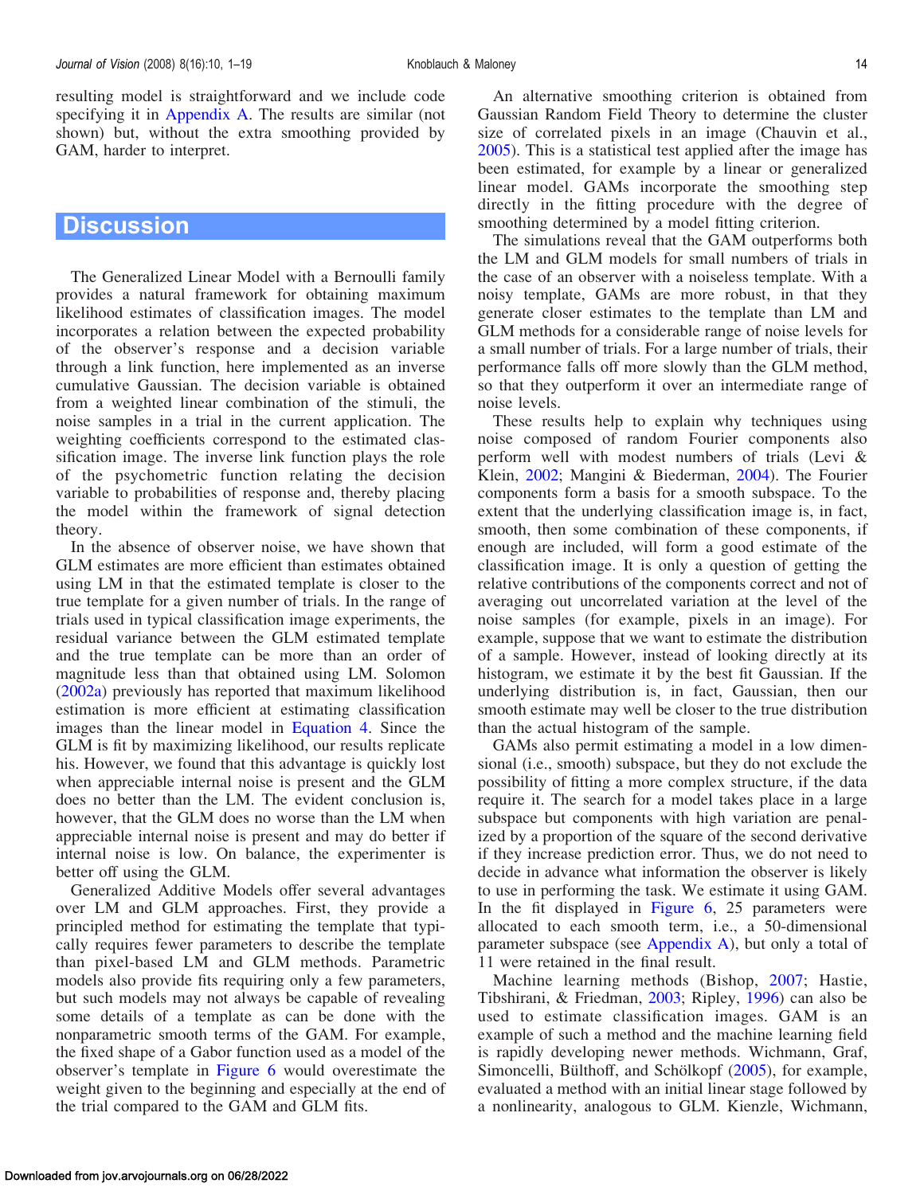resulting model is straightforward and we include code specifying it in Appendix A. The results are similar (not shown) but, without the extra smoothing provided by GAM, harder to interpret.

## Discussion

The Generalized Linear Model with a Bernoulli family provides a natural framework for obtaining maximum likelihood estimates of classification images. The model incorporates a relation between the expected probability of the observer's response and a decision variable through a link function, here implemented as an inverse cumulative Gaussian. The decision variable is obtained from a weighted linear combination of the stimuli, the noise samples in a trial in the current application. The weighting coefficients correspond to the estimated classification image. The inverse link function plays the role of the psychometric function relating the decision variable to probabilities of response and, thereby placing the model within the framework of signal detection theory.

In the absence of observer noise, we have shown that GLM estimates are more efficient than estimates obtained using LM in that the estimated template is closer to the true template for a given number of trials. In the range of trials used in typical classification image experiments, the residual variance between the GLM estimated template and the true template can be more than an order of magnitude less than that obtained using LM. Solomon (2002a) previously has reported that maximum likelihood estimation is more efficient at estimating classification images than the linear model in Equation 4. Since the GLM is fit by maximizing likelihood, our results replicate his. However, we found that this advantage is quickly lost when appreciable internal noise is present and the GLM does no better than the LM. The evident conclusion is, however, that the GLM does no worse than the LM when appreciable internal noise is present and may do better if internal noise is low. On balance, the experimenter is better off using the GLM.

Generalized Additive Models offer several advantages over LM and GLM approaches. First, they provide a principled method for estimating the template that typically requires fewer parameters to describe the template than pixel-based LM and GLM methods. Parametric models also provide fits requiring only a few parameters, but such models may not always be capable of revealing some details of a template as can be done with the nonparametric smooth terms of the GAM. For example, the fixed shape of a Gabor function used as a model of the observer's template in Figure 6 would overestimate the weight given to the beginning and especially at the end of the trial compared to the GAM and GLM fits.

An alternative smoothing criterion is obtained from Gaussian Random Field Theory to determine the cluster size of correlated pixels in an image (Chauvin et al., 2005). This is a statistical test applied after the image has been estimated, for example by a linear or generalized linear model. GAMs incorporate the smoothing step directly in the fitting procedure with the degree of smoothing determined by a model fitting criterion.

The simulations reveal that the GAM outperforms both the LM and GLM models for small numbers of trials in the case of an observer with a noiseless template. With a noisy template, GAMs are more robust, in that they generate closer estimates to the template than LM and GLM methods for a considerable range of noise levels for a small number of trials. For a large number of trials, their performance falls off more slowly than the GLM method, so that they outperform it over an intermediate range of noise levels.

These results help to explain why techniques using noise composed of random Fourier components also perform well with modest numbers of trials (Levi & Klein, 2002; Mangini & Biederman, 2004). The Fourier components form a basis for a smooth subspace. To the extent that the underlying classification image is, in fact, smooth, then some combination of these components, if enough are included, will form a good estimate of the classification image. It is only a question of getting the relative contributions of the components correct and not of averaging out uncorrelated variation at the level of the noise samples (for example, pixels in an image). For example, suppose that we want to estimate the distribution of a sample. However, instead of looking directly at its histogram, we estimate it by the best fit Gaussian. If the underlying distribution is, in fact, Gaussian, then our smooth estimate may well be closer to the true distribution than the actual histogram of the sample.

GAMs also permit estimating a model in a low dimensional (i.e., smooth) subspace, but they do not exclude the possibility of fitting a more complex structure, if the data require it. The search for a model takes place in a large subspace but components with high variation are penalized by a proportion of the square of the second derivative if they increase prediction error. Thus, we do not need to decide in advance what information the observer is likely to use in performing the task. We estimate it using GAM. In the fit displayed in Figure 6, 25 parameters were allocated to each smooth term, i.e., a 50-dimensional parameter subspace (see Appendix A), but only a total of 11 were retained in the final result.

Machine learning methods (Bishop, 2007; Hastie, Tibshirani, & Friedman, 2003; Ripley, 1996) can also be used to estimate classification images. GAM is an example of such a method and the machine learning field is rapidly developing newer methods. Wichmann, Graf, Simoncelli, Bülthoff, and Schölkopf (2005), for example, evaluated a method with an initial linear stage followed by a nonlinearity, analogous to GLM. Kienzle, Wichmann,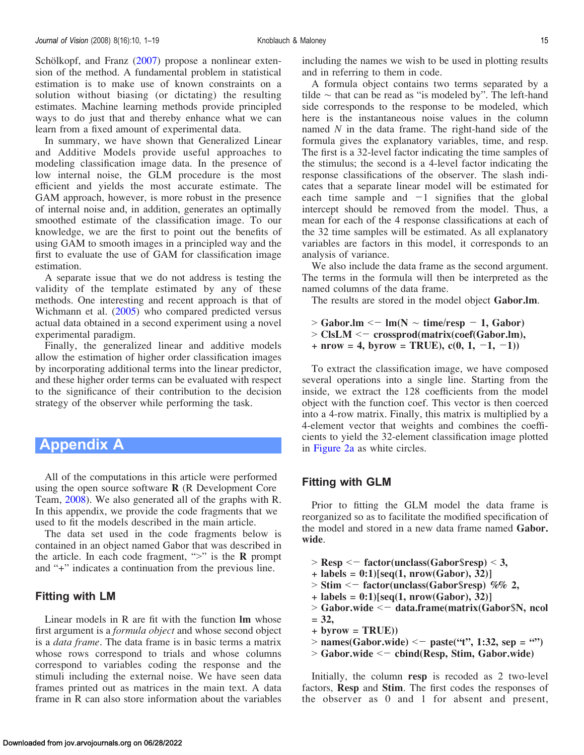Schölkopf, and Franz (2007) propose a nonlinear extension of the method. A fundamental problem in statistical estimation is to make use of known constraints on a solution without biasing (or dictating) the resulting estimates. Machine learning methods provide principled ways to do just that and thereby enhance what we can learn from a fixed amount of experimental data.

In summary, we have shown that Generalized Linear and Additive Models provide useful approaches to modeling classification image data. In the presence of low internal noise, the GLM procedure is the most efficient and yields the most accurate estimate. The GAM approach, however, is more robust in the presence of internal noise and, in addition, generates an optimally smoothed estimate of the classification image. To our knowledge, we are the first to point out the benefits of using GAM to smooth images in a principled way and the first to evaluate the use of GAM for classification image estimation.

A separate issue that we do not address is testing the validity of the template estimated by any of these methods. One interesting and recent approach is that of Wichmann et al. (2005) who compared predicted versus actual data obtained in a second experiment using a novel experimental paradigm.

Finally, the generalized linear and additive models allow the estimation of higher order classification images by incorporating additional terms into the linear predictor, and these higher order terms can be evaluated with respect to the significance of their contribution to the decision strategy of the observer while performing the task.

# Appendix A

All of the computations in this article were performed using the open source software **R** (R Development Core Team, 2008). We also generated all of the graphs with R. In this appendix, we provide the code fragments that we used to fit the models described in the main article.

The data set used in the code fragments below is contained in an object named Gabor that was described in the article. In each code fragment, ">" is the **R** prompt and "+" indicates a continuation from the previous line.

## Fitting with LM

Linear models in R are fit with the function **lm** whose first argument is a *formula object* and whose second object is a *data frame*. The data frame is in basic terms a matrix whose rows correspond to trials and whose columns correspond to variables coding the response and the stimuli including the external noise. We have seen data frames printed out as matrices in the main text. A data frame in R can also store information about the variables including the names we wish to be used in plotting results and in referring to them in code.

A formula object contains two terms separated by a tilde ~ that can be read as "is modeled by". The left-hand side corresponds to the response to be modeled, which here is the instantaneous noise values in the column named $N$ in the data frame. The right-hand side of the formula gives the explanatory variables, time, and resp. The first is a 32-level factor indicating the time samples of the stimulus; the second is a 4-level factor indicating the response classifications of the observer. The slash indicates that a separate linear model will be estimated for each time sample and −1 signifies that the global intercept should be removed from the model. Thus, a mean for each of the 4 response classifications at each of the 32 time samples will be estimated. As all explanatory variables are factors in this model, it corresponds to an analysis of variance.

We also include the data frame as the second argument. The terms in the formula will then be interpreted as the named columns of the data frame.

The results are stored in the model object **Gabor.lm**.

```
> Gabor.lm <- lm(N ~ time/resp - 1, Gabor)
> ClsLM <- crossprod(matrix(coef(Gabor.lm),
+ nrow = 4, byrow = TRUE), c(0, 1, -1, -1))
```

To extract the classification image, we have composed several operations into a single line. Starting from the inside, we extract the 128 coefficients from the model object with the function coef. This vector is then coerced into a 4-row matrix. Finally, this matrix is multiplied by a 4-element vector that weights and combines the coefficients to yield the 32-element classification image plotted in Figure 2a as white circles.

## Fitting with GLM

Prior to fitting the GLM model the data frame is reorganized so as to facilitate the modified specification of the model and stored in a new data frame named **Gabor.wide**.

```
> Resp <- factor(unclass(Gabor$resp) < 3,
+ labels = 0:1)[seq(1, nrow(Gabor), 32)]
> Stim <- factor(unclass(Gabor$resp) %% 2,
+ labels = 0:1)[seq(1, nrow(Gabor), 32)]
> Gabor.wide <- data.frame(matrix(Gabor$N, ncol
= 32,
+ byrow = TRUE))
> names(Gabor.wide) <- paste("t", 1:32, sep = "")
> Gabor.wide <- cbind(Resp, Stim, Gabor.wide)
```

Initially, the column **resp** is recoded as 2 two-level factors, **Resp** and **Stim**. The first codes the responses of the observer as 0 and 1 for absent and present,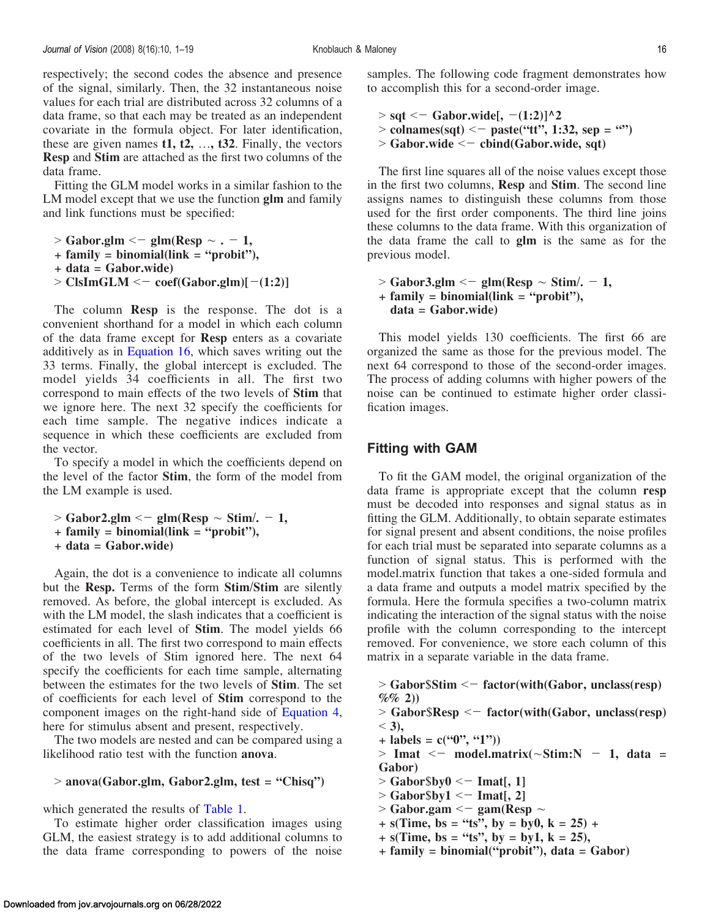respectively; the second codes the absence and presence of the signal, similarly. Then, the 32 instantaneous noise values for each trial are distributed across 32 columns of a data frame, so that each may be treated as an independent covariate in the formula object. For later identification, these are given names **t1, t2,** …, **t32**. Finally, the vectors **Resp** and **Stim** are attached as the first two columns of the data frame.

Fitting the GLM model works in a similar fashion to the LM model except that we use the function **glm** and family and link functions must be specified:

```
> Gabor.glm <- glm(Resp ~ . - 1,
+ family = binomial(link = "probit"),
+ data = Gabor.wide)
> ClsImGLM <- coef(Gabor.glm)[-(1:2)]
```

The column **Resp** is the response. The dot is a convenient shorthand for a model in which each column of the data frame except for **Resp** enters as a covariate additively as in Equation 16, which saves writing out the 33 terms. Finally, the global intercept is excluded. The model yields 34 coefficients in all. The first two correspond to main effects of the two levels of **Stim** that we ignore here. The next 32 specify the coefficients for each time sample. The negative indices indicate a sequence in which these coefficients are excluded from the vector.

To specify a model in which the coefficients depend on the level of the factor **Stim**, the form of the model from the LM example is used.

```
> Gabor2.glm <- glm(Resp ~ Stim/. - 1,
+ family = binomial(link = "probit"),
+ data = Gabor.wide)
```

Again, the dot is a convenience to indicate all columns but the **Resp.** Terms of the form **Stim/Stim** are silently removed. As before, the global intercept is excluded. As with the LM model, the slash indicates that a coefficient is estimated for each level of **Stim**. The model yields 66 coefficients in all. The first two correspond to main effects of the two levels of Stim ignored here. The next 64 specify the coefficients for each time sample, alternating between the estimates for the two levels of **Stim**. The set of coefficients for each level of **Stim** correspond to the component images on the right-hand side of Equation 4, here for stimulus absent and present, respectively.

The two models are nested and can be compared using a likelihood ratio test with the function **anova**.

```
> anova(Gabor.glm, Gabor2.glm, test = "Chisq")
```

which generated the results of Table 1.

To estimate higher order classification images using GLM, the easiest strategy is to add additional columns to the data frame corresponding to powers of the noise samples. The following code fragment demonstrates how to accomplish this for a second-order image.

```
> sqt <- Gabor.wide[, -(1:2)]^2
> colnames(sqt) <- paste("tt", 1:32, sep = "")
> Gabor.wide <- cbind(Gabor.wide, sqt)
```

The first line squares all of the noise values except those in the first two columns, **Resp** and **Stim**. The second line assigns names to distinguish these columns from those used for the first order components. The third line joins these columns to the data frame. With this organization of the data frame the call to **glm** is the same as for the previous model.

```
> Gabor3.glm <- glm(Resp ~ Stim/. - 1,
+ family = binomial(link = "probit"),
  data = Gabor.wide)
```

This model yields 130 coefficients. The first 66 are organized the same as those for the previous model. The next 64 correspond to those of the second-order images. The process of adding columns with higher powers of the noise can be continued to estimate higher order classification images.

## Fitting with GAM

To fit the GAM model, the original organization of the data frame is appropriate except that the column **resp** must be decoded into responses and signal status as in fitting the GLM. Additionally, to obtain separate estimates for signal present and absent conditions, the noise profiles for each trial must be separated into separate columns as a function of signal status. This is performed with the model.matrix function that takes a one-sided formula and a data frame and outputs a model matrix specified by the formula. Here the formula specifies a two-column matrix indicating the interaction of the signal status with the noise profile with the column corresponding to the intercept removed. For convenience, we store each column of this matrix in a separate variable in the data frame.

```
> Gabor$Stim <- factor(with(Gabor, unclass(resp)
%% 2))
> Gabor$Resp <- factor(with(Gabor, unclass(resp)
< 3),
+ labels = c("0", "1"))
> Imat <- model.matrix(~Stim:N - 1, data =
Gabor)
> Gabor$by0 <- Imat[, 1]
> Gabor$by1 <- Imat[, 2]
> Gabor.gam <- gam(Resp ~
+ s(Time, bs = "ts", by = by0, k = 25) +
+ s(Time, bs = "ts", by = by1, k = 25),
+ family = binomial("probit"), data = Gabor)
```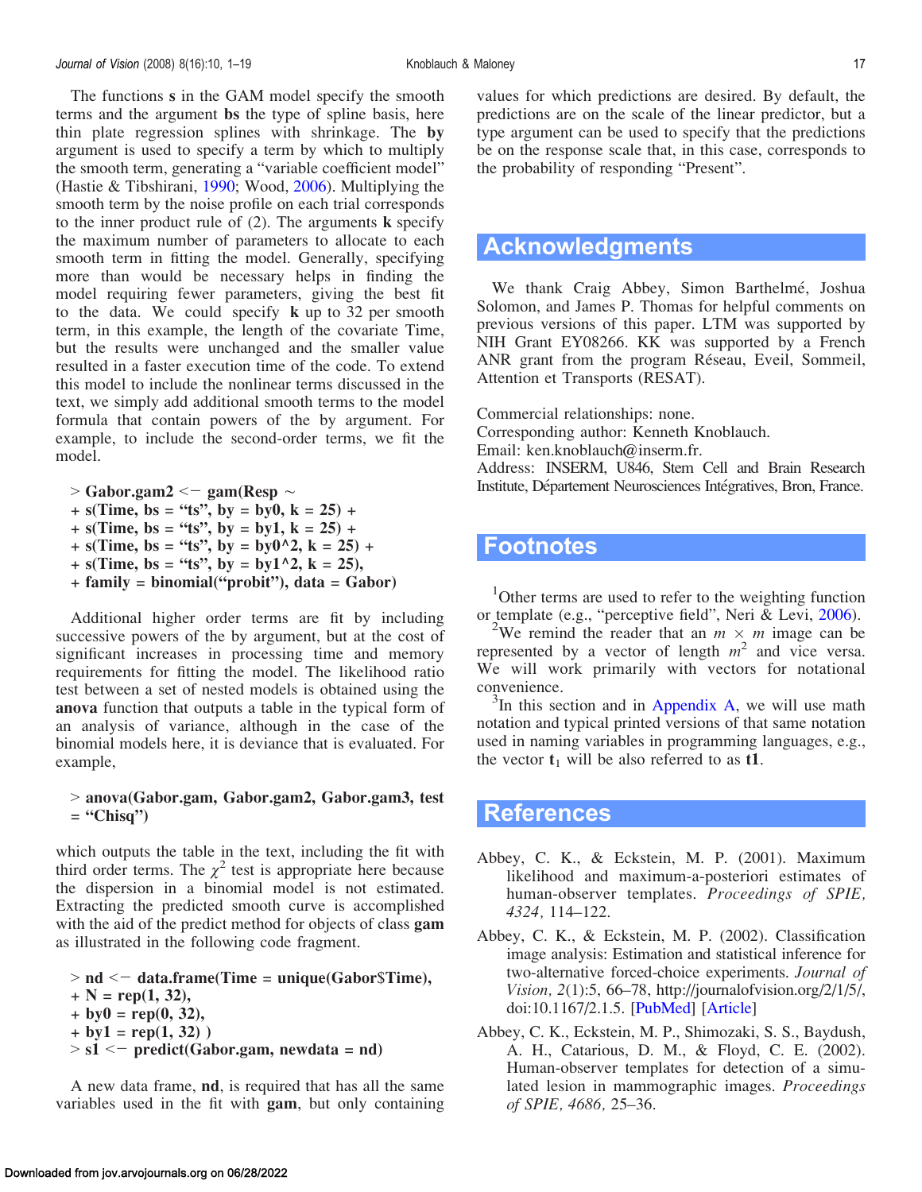The functions **s** in the GAM model specify the smooth terms and the argument **bs** the type of spline basis, here thin plate regression splines with shrinkage. The **by** argument is used to specify a term by which to multiply the smooth term, generating a "variable coefficient model" (Hastie & Tibshirani, 1990; Wood, 2006). Multiplying the smooth term by the noise profile on each trial corresponds to the inner product rule of (2). The arguments **k** specify the maximum number of parameters to allocate to each smooth term in fitting the model. Generally, specifying more than would be necessary helps in finding the model requiring fewer parameters, giving the best fit to the data. We could specify **k** up to 32 per smooth term, in this example, the length of the covariate Time, but the results were unchanged and the smaller value resulted in a faster execution time of the code. To extend this model to include the nonlinear terms discussed in the text, we simply add additional smooth terms to the model formula that contain powers of the by argument. For example, to include the second-order terms, we fit the model.

```
> Gabor.gam2 <- gam(Resp ~
+ s(Time, bs = "ts", by = by0, k = 25) +
+ s(Time, bs = "ts", by = by1, k = 25) +
+ s(Time, bs = "ts", by = by0^2, k = 25) +
+ s(Time, bs = "ts", by = by1^2, k = 25),
+ family = binomial("probit"), data = Gabor)
```

Additional higher order terms are fit by including successive powers of the by argument, but at the cost of significant increases in processing time and memory requirements for fitting the model. The likelihood ratio test between a set of nested models is obtained using the **anova** function that outputs a table in the typical form of an analysis of variance, although in the case of the binomial models here, it is deviance that is evaluated. For example,

```
> anova(Gabor.gam, Gabor.gam2, Gabor.gam3, test
= "Chisq")
```

which outputs the table in the text, including the fit with third order terms. The $\chi^2$ test is appropriate here because the dispersion in a binomial model is not estimated. Extracting the predicted smooth curve is accomplished with the aid of the predict method for objects of class **gam** as illustrated in the following code fragment.

```
> nd <- data.frame(Time = unique(Gabor$Time),
+ N = rep(1, 32),
+ by0 = rep(0, 32),
+ by1 = rep(1, 32) )
> s1 <- predict(Gabor.gam, newdata = nd)
```

A new data frame, **nd**, is required that has all the same variables used in the fit with **gam**, but only containing values for which predictions are desired. By default, the predictions are on the scale of the linear predictor, but a type argument can be used to specify that the predictions be on the response scale that, in this case, corresponds to the probability of responding "Present".

## Acknowledgments

We thank Craig Abbey, Simon Barthelmé, Joshua Solomon, and James P. Thomas for helpful comments on previous versions of this paper. LTM was supported by NIH Grant EY08266. KK was supported by a French ANR grant from the program Réseau, Eveil, Sommeil, Attention et Transports (RESAT).

Commercial relationships: none.
Corresponding author: Kenneth Knoblauch.
Email: ken.knoblauch@inserm.fr.
Address: INSERM, U846, Stem Cell and Brain Research Institute, Département Neurosciences Intégratives, Bron, France.

## Footnotes

[1]Other terms are used to refer to the weighting function or template (e.g., "perceptive field", Neri & Levi, 2006).

[2]We remind the reader that an $m \times m$ image can be represented by a vector of length $m^2$ and vice versa. We will work primarily with vectors for notational convenience.

[3]In this section and in Appendix A, we will use math notation and typical printed versions of that same notation used in naming variables in programming languages, e.g., the vector $\mathbf{t}_1$ will be also referred to as **t1**.

## References

Abbey, C. K., & Eckstein, M. P. (2001). Maximum likelihood and maximum-a-posteriori estimates of human-observer templates. *Proceedings of SPIE, 4324*, 114–122.

Abbey, C. K., & Eckstein, M. P. (2002). Classification image analysis: Estimation and statistical inference for two-alternative forced-choice experiments. *Journal of Vision, 2*(1):5, 66–78, http://journalofvision.org/2/1/5/, doi:10.1167/2.1.5. [PubMed] [Article]

Abbey, C. K., Eckstein, M. P., Shimozaki, S. S., Baydush, A. H., Catarious, D. M., & Floyd, C. E. (2002). Human-observer templates for detection of a simulated lesion in mammographic images. *Proceedings of SPIE, 4686*, 25–36.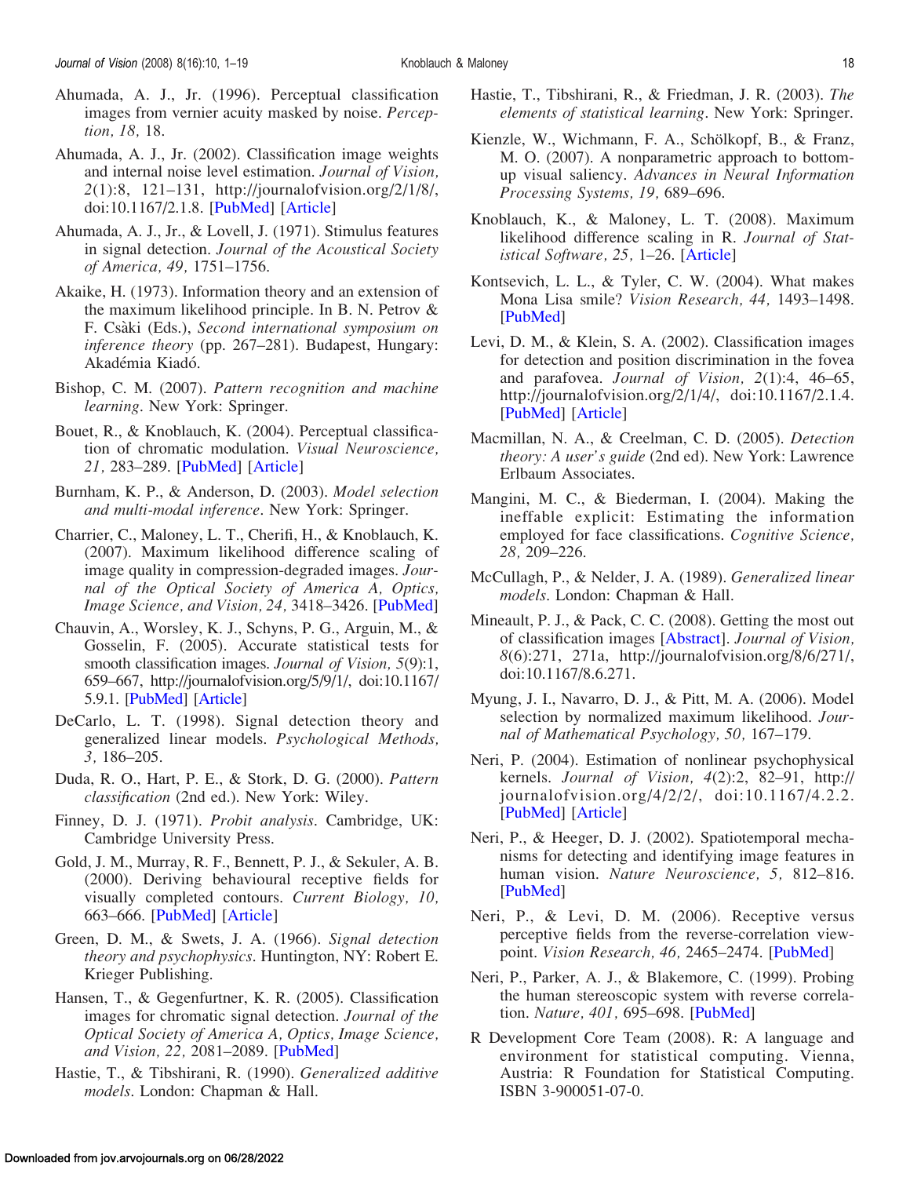Ahumada, A. J., Jr. (1996). Perceptual classification images from vernier acuity masked by noise. *Perception, 18,* 18.

Ahumada, A. J., Jr. (2002). Classification image weights and internal noise level estimation. *Journal of Vision, 2*(1):8, 121–131, http://journalofvision.org/2/1/8/, doi:10.1167/2.1.8. [PubMed] [Article]

Ahumada, A. J., Jr., & Lovell, J. (1971). Stimulus features in signal detection. *Journal of the Acoustical Society of America, 49,* 1751–1756.

Akaike, H. (1973). Information theory and an extension of the maximum likelihood principle. In B. N. Petrov & F. Csàki (Eds.), *Second international symposium on inference theory* (pp. 267–281). Budapest, Hungary: Akadémia Kiadó.

Bishop, C. M. (2007). *Pattern recognition and machine learning*. New York: Springer.

Bouet, R., & Knoblauch, K. (2004). Perceptual classification of chromatic modulation. *Visual Neuroscience, 21,* 283–289. [PubMed] [Article]

Burnham, K. P., & Anderson, D. (2003). *Model selection and multi-modal inference*. New York: Springer.

Charrier, C., Maloney, L. T., Cherifi, H., & Knoblauch, K. (2007). Maximum likelihood difference scaling of image quality in compression-degraded images. *Journal of the Optical Society of America A, Optics, Image Science, and Vision, 24,* 3418–3426. [PubMed]

Chauvin, A., Worsley, K. J., Schyns, P. G., Arguin, M., & Gosselin, F. (2005). Accurate statistical tests for smooth classification images. *Journal of Vision, 5*(9):1, 659–667, http://journalofvision.org/5/9/1/, doi:10.1167/5.9.1. [PubMed] [Article]

DeCarlo, L. T. (1998). Signal detection theory and generalized linear models. *Psychological Methods, 3,* 186–205.

Duda, R. O., Hart, P. E., & Stork, D. G. (2000). *Pattern classification* (2nd ed.). New York: Wiley.

Finney, D. J. (1971). *Probit analysis*. Cambridge, UK: Cambridge University Press.

Gold, J. M., Murray, R. F., Bennett, P. J., & Sekuler, A. B. (2000). Deriving behavioural receptive fields for visually completed contours. *Current Biology, 10,* 663–666. [PubMed] [Article]

Green, D. M., & Swets, J. A. (1966). *Signal detection theory and psychophysics*. Huntington, NY: Robert E. Krieger Publishing.

Hansen, T., & Gegenfurtner, K. R. (2005). Classification images for chromatic signal detection. *Journal of the Optical Society of America A, Optics, Image Science, and Vision, 22,* 2081–2089. [PubMed]

Hastie, T., & Tibshirani, R. (1990). *Generalized additive models*. London: Chapman & Hall.

Hastie, T., Tibshirani, R., & Friedman, J. R. (2003). *The elements of statistical learning*. New York: Springer.

Kienzle, W., Wichmann, F. A., Schölkopf, B., & Franz, M. O. (2007). A nonparametric approach to bottom-up visual saliency. *Advances in Neural Information Processing Systems, 19,* 689–696.

Knoblauch, K., & Maloney, L. T. (2008). Maximum likelihood difference scaling in R. *Journal of Statistical Software, 25,* 1–26. [Article]

Kontsevich, L. L., & Tyler, C. W. (2004). What makes Mona Lisa smile? *Vision Research, 44,* 1493–1498. [PubMed]

Levi, D. M., & Klein, S. A. (2002). Classification images for detection and position discrimination in the fovea and parafovea. *Journal of Vision, 2*(1):4, 46–65, http://journalofvision.org/2/1/4/, doi:10.1167/2.1.4. [PubMed] [Article]

Macmillan, N. A., & Creelman, C. D. (2005). *Detection theory: A user's guide* (2nd ed). New York: Lawrence Erlbaum Associates.

Mangini, M. C., & Biederman, I. (2004). Making the ineffable explicit: Estimating the information employed for face classifications. *Cognitive Science, 28,* 209–226.

McCullagh, P., & Nelder, J. A. (1989). *Generalized linear models*. London: Chapman & Hall.

Mineault, P. J., & Pack, C. C. (2008). Getting the most out of classification images [Abstract]. *Journal of Vision, 8*(6):271, 271a, http://journalofvision.org/8/6/271/, doi:10.1167/8.6.271.

Myung, J. I., Navarro, D. J., & Pitt, M. A. (2006). Model selection by normalized maximum likelihood. *Journal of Mathematical Psychology, 50,* 167–179.

Neri, P. (2004). Estimation of nonlinear psychophysical kernels. *Journal of Vision, 4*(2):2, 82–91, http://journalofvision.org/4/2/2/, doi:10.1167/4.2.2. [PubMed] [Article]

Neri, P., & Heeger, D. J. (2002). Spatiotemporal mechanisms for detecting and identifying image features in human vision. *Nature Neuroscience, 5,* 812–816. [PubMed]

Neri, P., & Levi, D. M. (2006). Receptive versus perceptive fields from the reverse-correlation viewpoint. *Vision Research, 46,* 2465–2474. [PubMed]

Neri, P., Parker, A. J., & Blakemore, C. (1999). Probing the human stereoscopic system with reverse correlation. *Nature, 401,* 695–698. [PubMed]

R Development Core Team (2008). R: A language and environment for statistical computing. Vienna, Austria: R Foundation for Statistical Computing. ISBN 3-900051-07-0.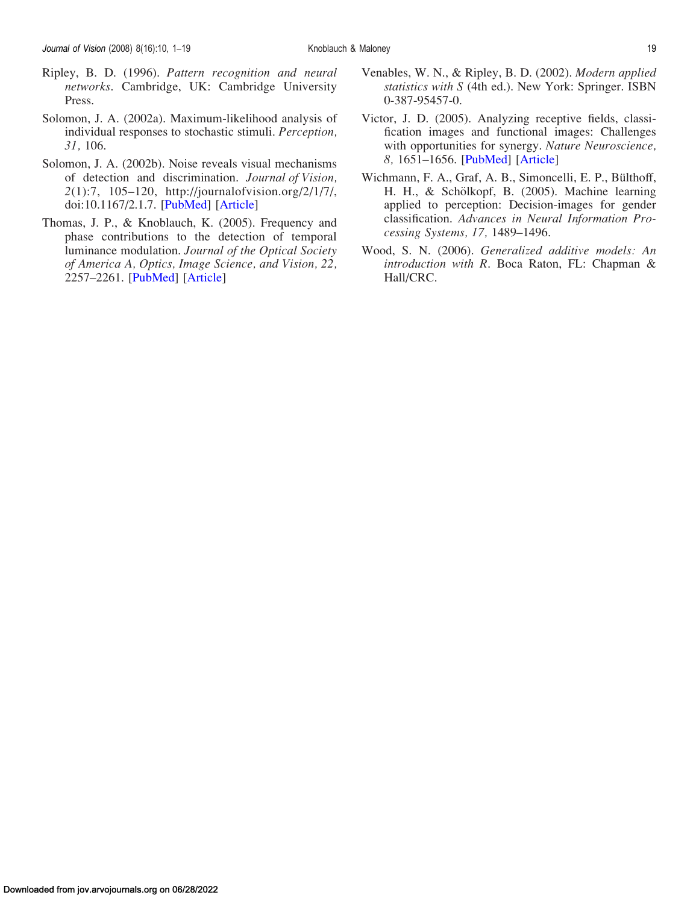Ripley, B. D. (1996). *Pattern recognition and neural networks*. Cambridge, UK: Cambridge University Press.

Solomon, J. A. (2002a). Maximum-likelihood analysis of individual responses to stochastic stimuli. *Perception, 31,* 106.

Solomon, J. A. (2002b). Noise reveals visual mechanisms of detection and discrimination. *Journal of Vision, 2*(1):7, 105–120, http://journalofvision.org/2/1/7/, doi:10.1167/2.1.7. [PubMed] [Article]

Thomas, J. P., & Knoblauch, K. (2005). Frequency and phase contributions to the detection of temporal luminance modulation. *Journal of the Optical Society of America A, Optics, Image Science, and Vision, 22,* 2257–2261. [PubMed] [Article]

Venables, W. N., & Ripley, B. D. (2002). *Modern applied statistics with S* (4th ed.). New York: Springer. ISBN 0-387-95457-0.

Victor, J. D. (2005). Analyzing receptive fields, classification images and functional images: Challenges with opportunities for synergy. *Nature Neuroscience, 8,* 1651–1656. [PubMed] [Article]

Wichmann, F. A., Graf, A. B., Simoncelli, E. P., Bülthoff, H. H., & Schölkopf, B. (2005). Machine learning applied to perception: Decision-images for gender classification. *Advances in Neural Information Processing Systems, 17,* 1489–1496.

Wood, S. N. (2006). *Generalized additive models: An introduction with R*. Boca Raton, FL: Chapman & Hall/CRC.